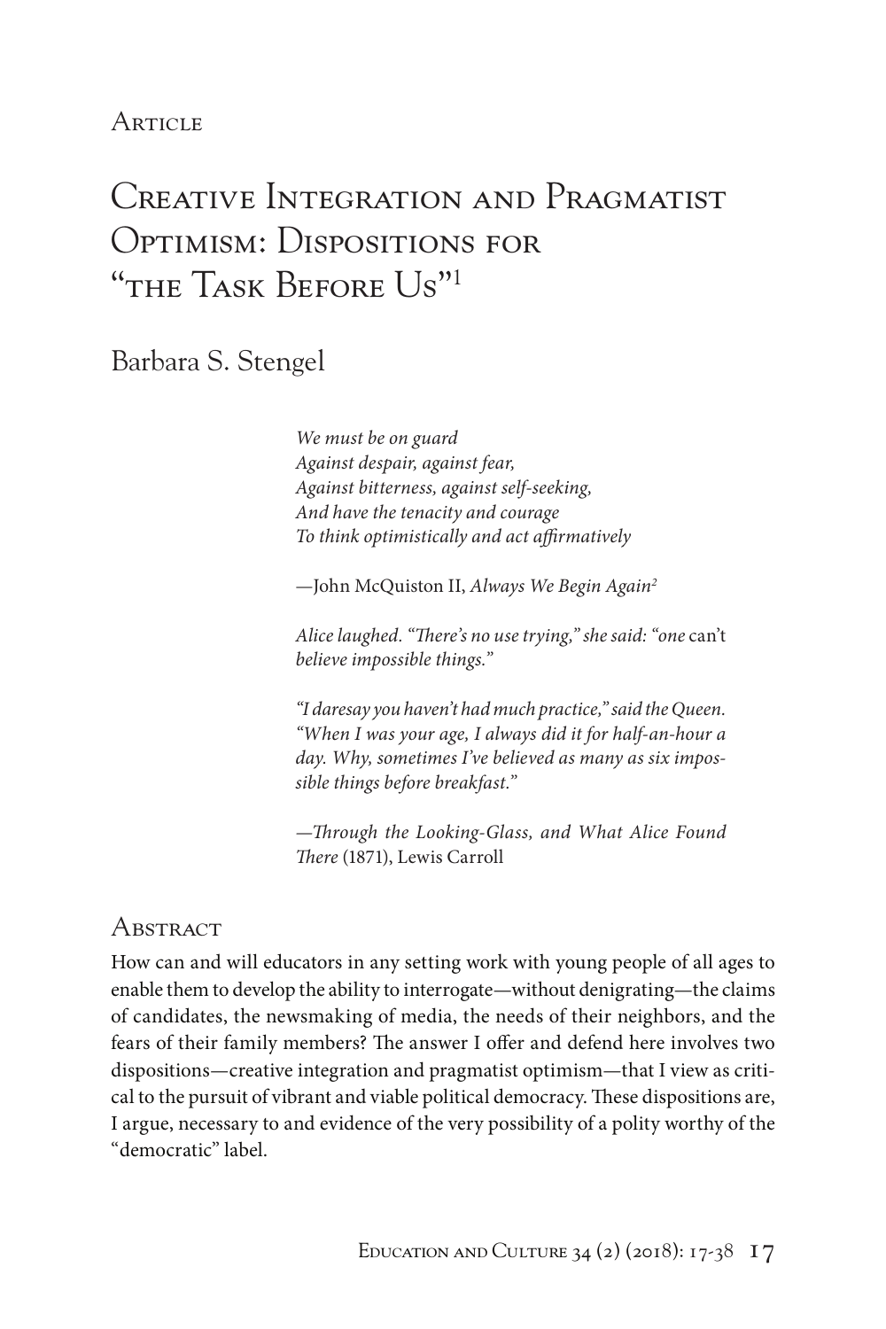Article

# Creative Integration and Pragmatist Optimism: Dispositions for "the Task Before Us"[1]

Barbara S. Stengel

> *We must be on guard*
> *Against despair, against fear,*
> *Against bitterness, against self-seeking,*
> *And have the tenacity and courage*
> *To think optimistically and act affirmatively*
>
> —John McQuiston II, *Always We Begin Again*[2]

> *Alice laughed. "There's no use trying," she said: "one can't believe impossible things."*
>
> *"I daresay you haven't had much practice," said the Queen. "When I was your age, I always did it for half-an-hour a day. Why, sometimes I've believed as many as six impossible things before breakfast."*
>
> —*Through the Looking-Glass, and What Alice Found There* (1871), Lewis Carroll

## Abstract

How can and will educators in any setting work with young people of all ages to enable them to develop the ability to interrogate—without denigrating—the claims of candidates, the newsmaking of media, the needs of their neighbors, and the fears of their family members? The answer I offer and defend here involves two dispositions—creative integration and pragmatist optimism—that I view as critical to the pursuit of vibrant and viable political democracy. These dispositions are, I argue, necessary to and evidence of the very possibility of a polity worthy of the "democratic" label.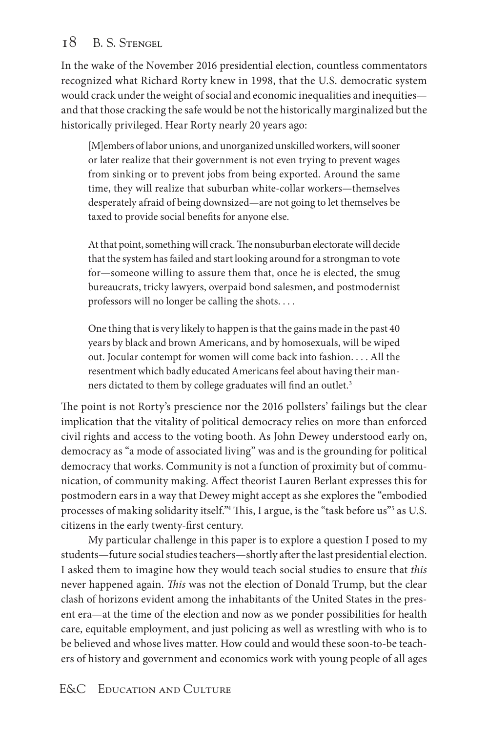In the wake of the November 2016 presidential election, countless commentators recognized what Richard Rorty knew in 1998, that the U.S. democratic system would crack under the weight of social and economic inequalities and inequities—and that those cracking the safe would be not the historically marginalized but the historically privileged. Hear Rorty nearly 20 years ago:

> [M]embers of labor unions, and unorganized unskilled workers, will sooner or later realize that their government is not even trying to prevent wages from sinking or to prevent jobs from being exported. Around the same time, they will realize that suburban white-collar workers—themselves desperately afraid of being downsized—are not going to let themselves be taxed to provide social benefits for anyone else.
>
> At that point, something will crack. The nonsuburban electorate will decide that the system has failed and start looking around for a strongman to vote for—someone willing to assure them that, once he is elected, the smug bureaucrats, tricky lawyers, overpaid bond salesmen, and postmodernist professors will no longer be calling the shots. . . .
>
> One thing that is very likely to happen is that the gains made in the past 40 years by black and brown Americans, and by homosexuals, will be wiped out. Jocular contempt for women will come back into fashion. . . . All the resentment which badly educated Americans feel about having their manners dictated to them by college graduates will find an outlet.[3]

The point is not Rorty's prescience nor the 2016 pollsters' failings but the clear implication that the vitality of political democracy relies on more than enforced civil rights and access to the voting booth. As John Dewey understood early on, democracy as "a mode of associated living" was and is the grounding for political democracy that works. Community is not a function of proximity but of communication, of community making. Affect theorist Lauren Berlant expresses this for postmodern ears in a way that Dewey might accept as she explores the "embodied processes of making solidarity itself."[4] This, I argue, is the "task before us"[5] as U.S. citizens in the early twenty-first century.

My particular challenge in this paper is to explore a question I posed to my students—future social studies teachers—shortly after the last presidential election. I asked them to imagine how they would teach social studies to ensure that *this* never happened again. *This* was not the election of Donald Trump, but the clear clash of horizons evident among the inhabitants of the United States in the present era—at the time of the election and now as we ponder possibilities for health care, equitable employment, and just policing as well as wrestling with who is to be believed and whose lives matter. How could and would these soon-to-be teachers of history and government and economics work with young people of all ages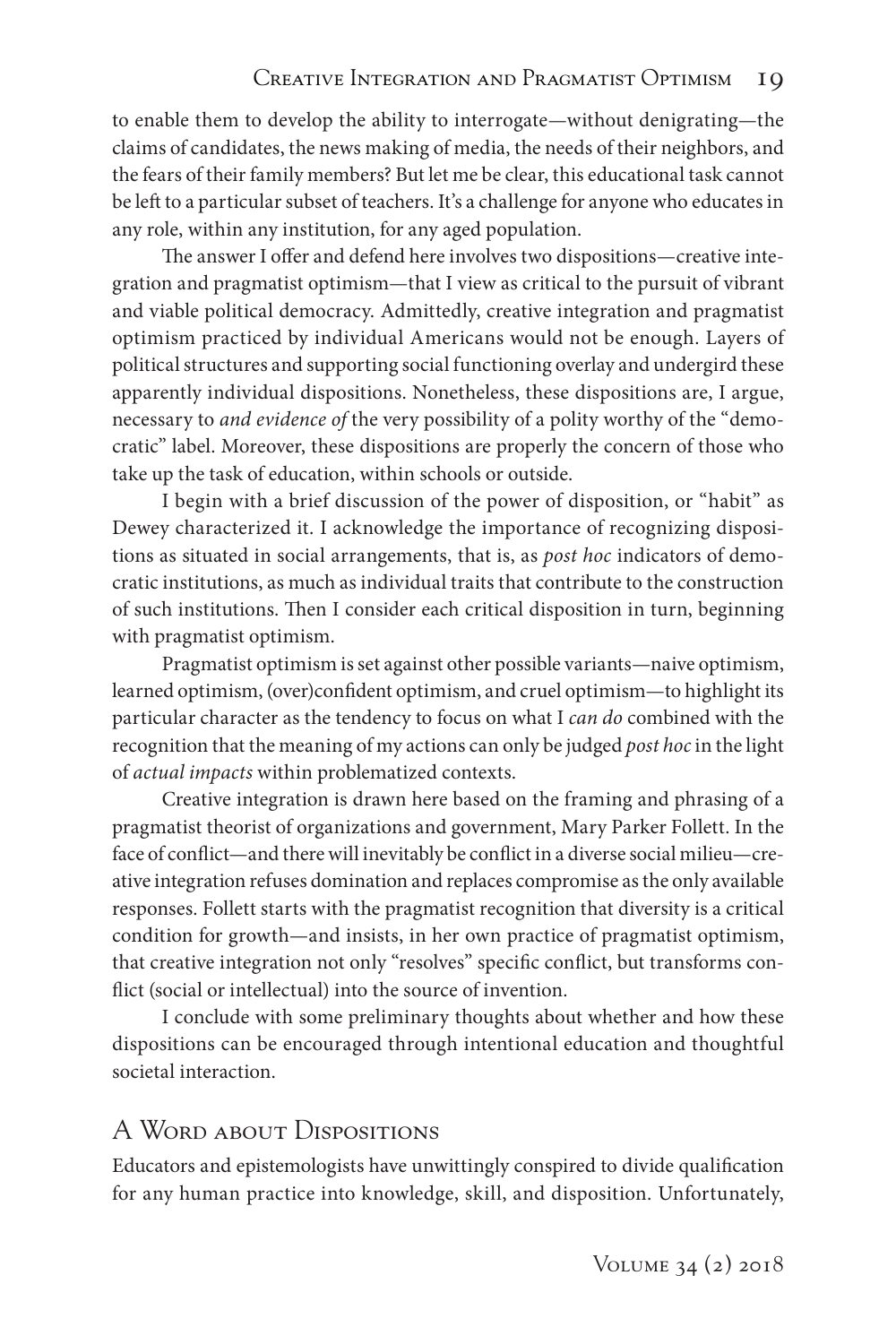to enable them to develop the ability to interrogate—without denigrating—the claims of candidates, the news making of media, the needs of their neighbors, and the fears of their family members? But let me be clear, this educational task cannot be left to a particular subset of teachers. It's a challenge for anyone who educates in any role, within any institution, for any aged population.

The answer I offer and defend here involves two dispositions—creative integration and pragmatist optimism—that I view as critical to the pursuit of vibrant and viable political democracy. Admittedly, creative integration and pragmatist optimism practiced by individual Americans would not be enough. Layers of political structures and supporting social functioning overlay and undergird these apparently individual dispositions. Nonetheless, these dispositions are, I argue, necessary to *and evidence of* the very possibility of a polity worthy of the "democratic" label. Moreover, these dispositions are properly the concern of those who take up the task of education, within schools or outside.

I begin with a brief discussion of the power of disposition, or "habit" as Dewey characterized it. I acknowledge the importance of recognizing dispositions as situated in social arrangements, that is, as *post hoc* indicators of democratic institutions, as much as individual traits that contribute to the construction of such institutions. Then I consider each critical disposition in turn, beginning with pragmatist optimism.

Pragmatist optimism is set against other possible variants—naive optimism, learned optimism, (over)confident optimism, and cruel optimism—to highlight its particular character as the tendency to focus on what I *can do* combined with the recognition that the meaning of my actions can only be judged *post hoc* in the light of *actual impacts* within problematized contexts.

Creative integration is drawn here based on the framing and phrasing of a pragmatist theorist of organizations and government, Mary Parker Follett. In the face of conflict—and there will inevitably be conflict in a diverse social milieu—creative integration refuses domination and replaces compromise as the only available responses. Follett starts with the pragmatist recognition that diversity is a critical condition for growth—and insists, in her own practice of pragmatist optimism, that creative integration not only "resolves" specific conflict, but transforms conflict (social or intellectual) into the source of invention.

I conclude with some preliminary thoughts about whether and how these dispositions can be encouraged through intentional education and thoughtful societal interaction.

## A Word about Dispositions

Educators and epistemologists have unwittingly conspired to divide qualification for any human practice into knowledge, skill, and disposition. Unfortunately,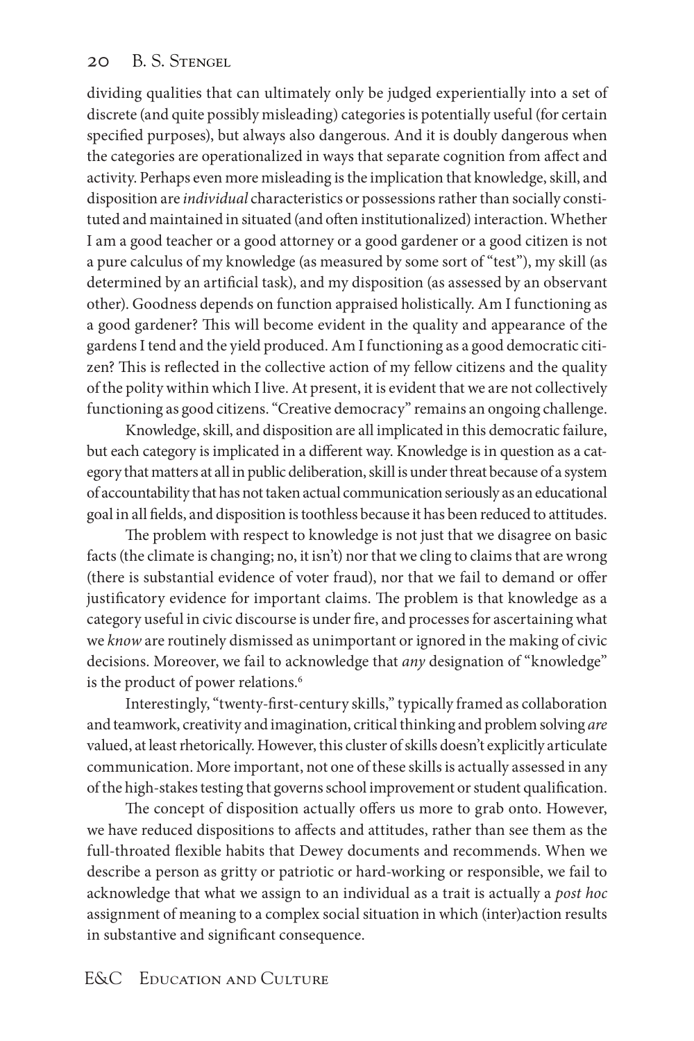dividing qualities that can ultimately only be judged experientially into a set of discrete (and quite possibly misleading) categories is potentially useful (for certain specified purposes), but always also dangerous. And it is doubly dangerous when the categories are operationalized in ways that separate cognition from affect and activity. Perhaps even more misleading is the implication that knowledge, skill, and disposition are *individual* characteristics or possessions rather than socially constituted and maintained in situated (and often institutionalized) interaction. Whether I am a good teacher or a good attorney or a good gardener or a good citizen is not a pure calculus of my knowledge (as measured by some sort of "test"), my skill (as determined by an artificial task), and my disposition (as assessed by an observant other). Goodness depends on function appraised holistically. Am I functioning as a good gardener? This will become evident in the quality and appearance of the gardens I tend and the yield produced. Am I functioning as a good democratic citizen? This is reflected in the collective action of my fellow citizens and the quality of the polity within which I live. At present, it is evident that we are not collectively functioning as good citizens. "Creative democracy" remains an ongoing challenge.

Knowledge, skill, and disposition are all implicated in this democratic failure, but each category is implicated in a different way. Knowledge is in question as a category that matters at all in public deliberation, skill is under threat because of a system of accountability that has not taken actual communication seriously as an educational goal in all fields, and disposition is toothless because it has been reduced to attitudes.

The problem with respect to knowledge is not just that we disagree on basic facts (the climate is changing; no, it isn't) nor that we cling to claims that are wrong (there is substantial evidence of voter fraud), nor that we fail to demand or offer justificatory evidence for important claims. The problem is that knowledge as a category useful in civic discourse is under fire, and processes for ascertaining what we *know* are routinely dismissed as unimportant or ignored in the making of civic decisions. Moreover, we fail to acknowledge that *any* designation of "knowledge" is the product of power relations.[6]

Interestingly, "twenty-first-century skills," typically framed as collaboration and teamwork, creativity and imagination, critical thinking and problem solving *are* valued, at least rhetorically. However, this cluster of skills doesn't explicitly articulate communication. More important, not one of these skills is actually assessed in any of the high-stakes testing that governs school improvement or student qualification.

The concept of disposition actually offers us more to grab onto. However, we have reduced dispositions to affects and attitudes, rather than see them as the full-throated flexible habits that Dewey documents and recommends. When we describe a person as gritty or patriotic or hard-working or responsible, we fail to acknowledge that what we assign to an individual as a trait is actually a *post hoc* assignment of meaning to a complex social situation in which (inter)action results in substantive and significant consequence.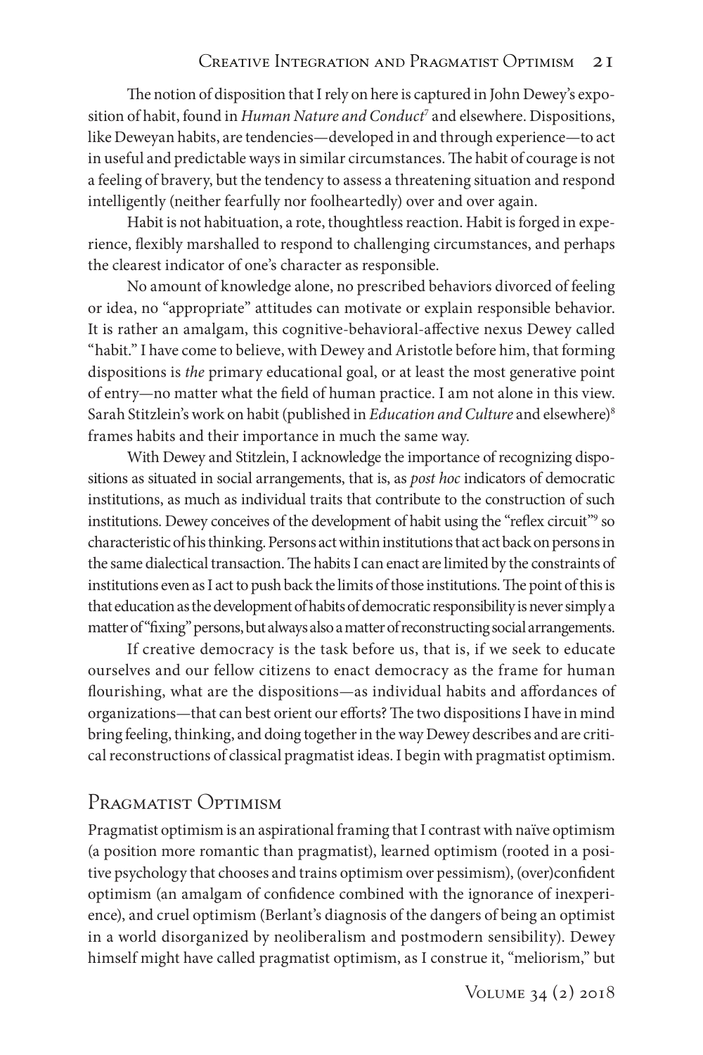The notion of disposition that I rely on here is captured in John Dewey's exposition of habit, found in *Human Nature and Conduct*[7] and elsewhere. Dispositions, like Deweyan habits, are tendencies—developed in and through experience—to act in useful and predictable ways in similar circumstances. The habit of courage is not a feeling of bravery, but the tendency to assess a threatening situation and respond intelligently (neither fearfully nor foolheartedly) over and over again.

Habit is not habituation, a rote, thoughtless reaction. Habit is forged in experience, flexibly marshalled to respond to challenging circumstances, and perhaps the clearest indicator of one's character as responsible.

No amount of knowledge alone, no prescribed behaviors divorced of feeling or idea, no "appropriate" attitudes can motivate or explain responsible behavior. It is rather an amalgam, this cognitive-behavioral-affective nexus Dewey called "habit." I have come to believe, with Dewey and Aristotle before him, that forming dispositions is *the* primary educational goal, or at least the most generative point of entry—no matter what the field of human practice. I am not alone in this view. Sarah Stitzlein's work on habit (published in *Education and Culture* and elsewhere)[8] frames habits and their importance in much the same way.

With Dewey and Stitzlein, I acknowledge the importance of recognizing dispositions as situated in social arrangements, that is, as *post hoc* indicators of democratic institutions, as much as individual traits that contribute to the construction of such institutions. Dewey conceives of the development of habit using the "reflex circuit"[9] so characteristic of his thinking. Persons act within institutions that act back on persons in the same dialectical transaction. The habits I can enact are limited by the constraints of institutions even as I act to push back the limits of those institutions. The point of this is that education as the development of habits of democratic responsibility is never simply a matter of "fixing" persons, but always also a matter of reconstructing social arrangements.

If creative democracy is the task before us, that is, if we seek to educate ourselves and our fellow citizens to enact democracy as the frame for human flourishing, what are the dispositions—as individual habits and affordances of organizations—that can best orient our efforts? The two dispositions I have in mind bring feeling, thinking, and doing together in the way Dewey describes and are critical reconstructions of classical pragmatist ideas. I begin with pragmatist optimism.

## Pragmatist Optimism

Pragmatist optimism is an aspirational framing that I contrast with naïve optimism (a position more romantic than pragmatist), learned optimism (rooted in a positive psychology that chooses and trains optimism over pessimism), (over)confident optimism (an amalgam of confidence combined with the ignorance of inexperience), and cruel optimism (Berlant's diagnosis of the dangers of being an optimist in a world disorganized by neoliberalism and postmodern sensibility). Dewey himself might have called pragmatist optimism, as I construe it, "meliorism," but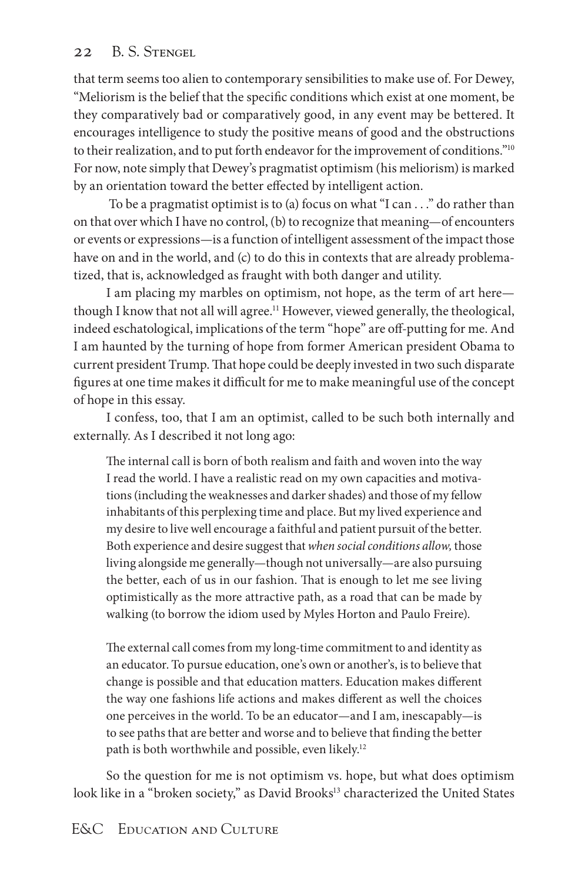that term seems too alien to contemporary sensibilities to make use of. For Dewey, "Meliorism is the belief that the specific conditions which exist at one moment, be they comparatively bad or comparatively good, in any event may be bettered. It encourages intelligence to study the positive means of good and the obstructions to their realization, and to put forth endeavor for the improvement of conditions."[10] For now, note simply that Dewey's pragmatist optimism (his meliorism) is marked by an orientation toward the better effected by intelligent action.

To be a pragmatist optimist is to (a) focus on what "I can . . ." do rather than on that over which I have no control, (b) to recognize that meaning—of encounters or events or expressions—is a function of intelligent assessment of the impact those have on and in the world, and (c) to do this in contexts that are already problematized, that is, acknowledged as fraught with both danger and utility.

I am placing my marbles on optimism, not hope, as the term of art here—though I know that not all will agree.[11] However, viewed generally, the theological, indeed eschatological, implications of the term "hope" are off-putting for me. And I am haunted by the turning of hope from former American president Obama to current president Trump. That hope could be deeply invested in two such disparate figures at one time makes it difficult for me to make meaningful use of the concept of hope in this essay.

I confess, too, that I am an optimist, called to be such both internally and externally. As I described it not long ago:

> The internal call is born of both realism and faith and woven into the way I read the world. I have a realistic read on my own capacities and motivations (including the weaknesses and darker shades) and those of my fellow inhabitants of this perplexing time and place. But my lived experience and my desire to live well encourage a faithful and patient pursuit of the better. Both experience and desire suggest that *when social conditions allow,* those living alongside me generally—though not universally—are also pursuing the better, each of us in our fashion. That is enough to let me see living optimistically as the more attractive path, as a road that can be made by walking (to borrow the idiom used by Myles Horton and Paulo Freire).
>
> The external call comes from my long-time commitment to and identity as an educator. To pursue education, one's own or another's, is to believe that change is possible and that education matters. Education makes different the way one fashions life actions and makes different as well the choices one perceives in the world. To be an educator—and I am, inescapably—is to see paths that are better and worse and to believe that finding the better path is both worthwhile and possible, even likely.[12]

So the question for me is not optimism vs. hope, but what does optimism look like in a "broken society," as David Brooks[13] characterized the United States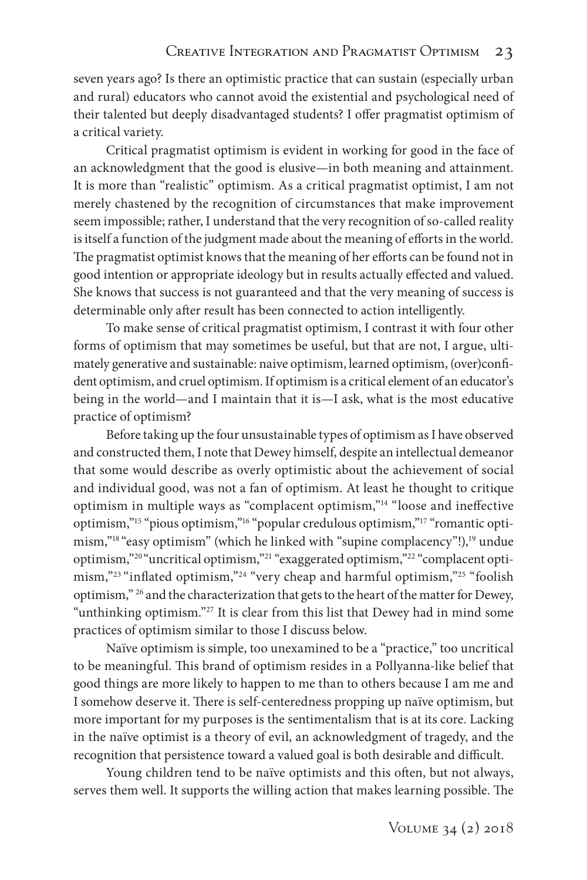seven years ago? Is there an optimistic practice that can sustain (especially urban and rural) educators who cannot avoid the existential and psychological need of their talented but deeply disadvantaged students? I offer pragmatist optimism of a critical variety.

Critical pragmatist optimism is evident in working for good in the face of an acknowledgment that the good is elusive—in both meaning and attainment. It is more than "realistic" optimism. As a critical pragmatist optimist, I am not merely chastened by the recognition of circumstances that make improvement seem impossible; rather, I understand that the very recognition of so-called reality is itself a function of the judgment made about the meaning of efforts in the world. The pragmatist optimist knows that the meaning of her efforts can be found not in good intention or appropriate ideology but in results actually effected and valued. She knows that success is not guaranteed and that the very meaning of success is determinable only after result has been connected to action intelligently.

To make sense of critical pragmatist optimism, I contrast it with four other forms of optimism that may sometimes be useful, but that are not, I argue, ultimately generative and sustainable: naive optimism, learned optimism, (over)confident optimism, and cruel optimism. If optimism is a critical element of an educator's being in the world—and I maintain that it is—I ask, what is the most educative practice of optimism?

Before taking up the four unsustainable types of optimism as I have observed and constructed them, I note that Dewey himself, despite an intellectual demeanor that some would describe as overly optimistic about the achievement of social and individual good, was not a fan of optimism. At least he thought to critique optimism in multiple ways as "complacent optimism,"[14] "loose and ineffective optimism,"[15] "pious optimism,"[16] "popular credulous optimism,"[17] "romantic optimism,"[18] "easy optimism" (which he linked with "supine complacency"!),[19] undue optimism,"[20] "uncritical optimism,"[21] "exaggerated optimism,"[22] "complacent optimism,"[23] "inflated optimism,"[24] "very cheap and harmful optimism,"[25] "foolish optimism," [26] and the characterization that gets to the heart of the matter for Dewey, "unthinking optimism."[27] It is clear from this list that Dewey had in mind some practices of optimism similar to those I discuss below.

Naïve optimism is simple, too unexamined to be a "practice," too uncritical to be meaningful. This brand of optimism resides in a Pollyanna-like belief that good things are more likely to happen to me than to others because I am me and I somehow deserve it. There is self-centeredness propping up naïve optimism, but more important for my purposes is the sentimentalism that is at its core. Lacking in the naïve optimist is a theory of evil, an acknowledgment of tragedy, and the recognition that persistence toward a valued goal is both desirable and difficult.

Young children tend to be naïve optimists and this often, but not always, serves them well. It supports the willing action that makes learning possible. The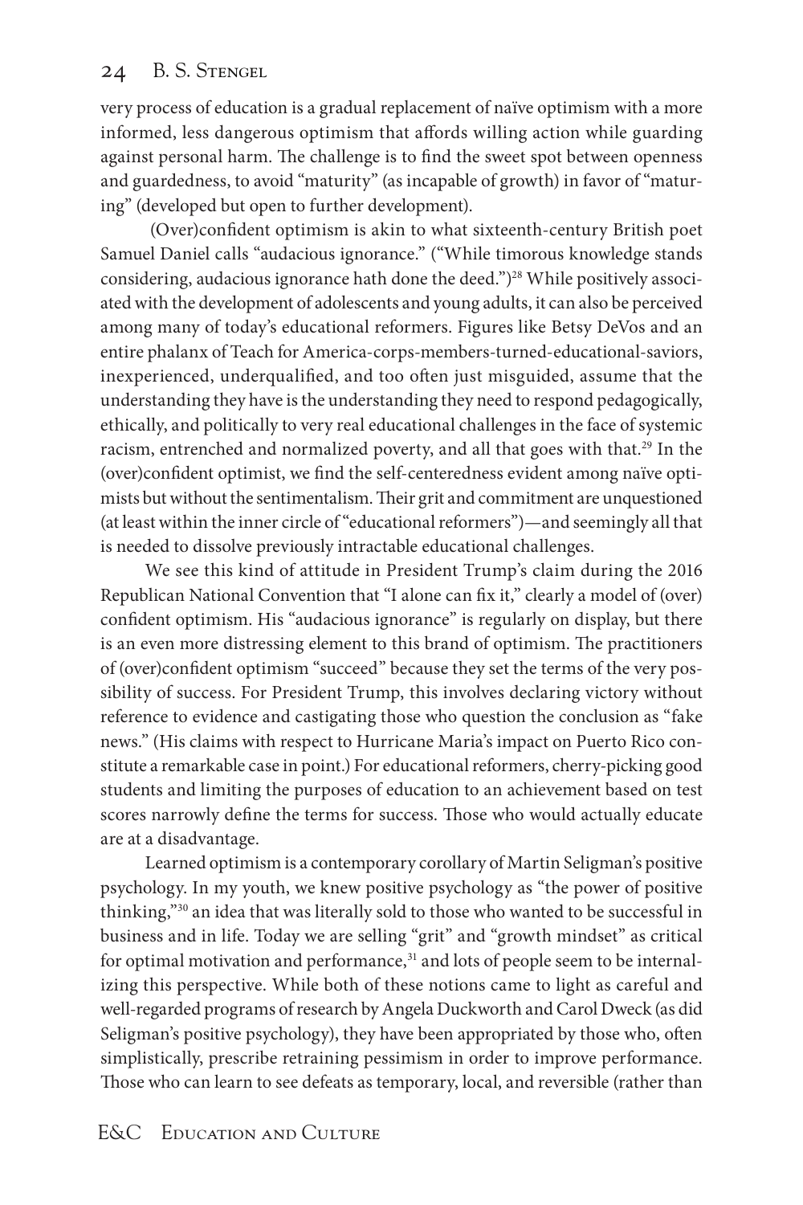very process of education is a gradual replacement of naïve optimism with a more informed, less dangerous optimism that affords willing action while guarding against personal harm. The challenge is to find the sweet spot between openness and guardedness, to avoid "maturity" (as incapable of growth) in favor of "maturing" (developed but open to further development).

(Over)confident optimism is akin to what sixteenth-century British poet Samuel Daniel calls "audacious ignorance." ("While timorous knowledge stands considering, audacious ignorance hath done the deed.")[28] While positively associated with the development of adolescents and young adults, it can also be perceived among many of today's educational reformers. Figures like Betsy DeVos and an entire phalanx of Teach for America-corps-members-turned-educational-saviors, inexperienced, underqualified, and too often just misguided, assume that the understanding they have is the understanding they need to respond pedagogically, ethically, and politically to very real educational challenges in the face of systemic racism, entrenched and normalized poverty, and all that goes with that.[29] In the (over)confident optimist, we find the self-centeredness evident among naïve optimists but without the sentimentalism. Their grit and commitment are unquestioned (at least within the inner circle of "educational reformers")—and seemingly all that is needed to dissolve previously intractable educational challenges.

We see this kind of attitude in President Trump's claim during the 2016 Republican National Convention that "I alone can fix it," clearly a model of (over)confident optimism. His "audacious ignorance" is regularly on display, but there is an even more distressing element to this brand of optimism. The practitioners of (over)confident optimism "succeed" because they set the terms of the very possibility of success. For President Trump, this involves declaring victory without reference to evidence and castigating those who question the conclusion as "fake news." (His claims with respect to Hurricane Maria's impact on Puerto Rico constitute a remarkable case in point.) For educational reformers, cherry-picking good students and limiting the purposes of education to an achievement based on test scores narrowly define the terms for success. Those who would actually educate are at a disadvantage.

Learned optimism is a contemporary corollary of Martin Seligman's positive psychology. In my youth, we knew positive psychology as "the power of positive thinking,"[30] an idea that was literally sold to those who wanted to be successful in business and in life. Today we are selling "grit" and "growth mindset" as critical for optimal motivation and performance,[31] and lots of people seem to be internalizing this perspective. While both of these notions came to light as careful and well-regarded programs of research by Angela Duckworth and Carol Dweck (as did Seligman's positive psychology), they have been appropriated by those who, often simplistically, prescribe retraining pessimism in order to improve performance. Those who can learn to see defeats as temporary, local, and reversible (rather than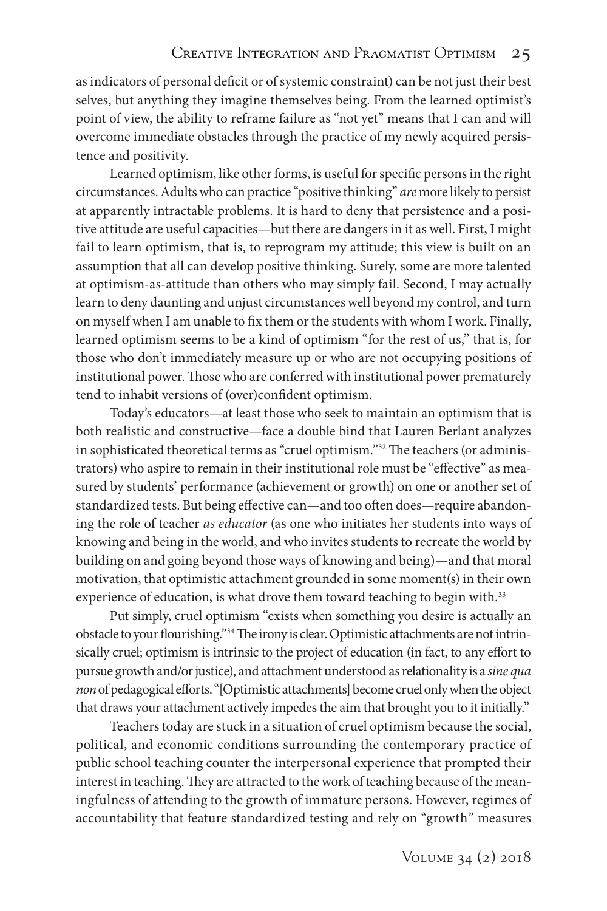as indicators of personal deficit or of systemic constraint) can be not just their best selves, but anything they imagine themselves being. From the learned optimist's point of view, the ability to reframe failure as "not yet" means that I can and will overcome immediate obstacles through the practice of my newly acquired persistence and positivity.

Learned optimism, like other forms, is useful for specific persons in the right circumstances. Adults who can practice "positive thinking" *are* more likely to persist at apparently intractable problems. It is hard to deny that persistence and a positive attitude are useful capacities—but there are dangers in it as well. First, I might fail to learn optimism, that is, to reprogram my attitude; this view is built on an assumption that all can develop positive thinking. Surely, some are more talented at optimism-as-attitude than others who may simply fail. Second, I may actually learn to deny daunting and unjust circumstances well beyond my control, and turn on myself when I am unable to fix them or the students with whom I work. Finally, learned optimism seems to be a kind of optimism "for the rest of us," that is, for those who don't immediately measure up or who are not occupying positions of institutional power. Those who are conferred with institutional power prematurely tend to inhabit versions of (over)confident optimism.

Today's educators—at least those who seek to maintain an optimism that is both realistic and constructive—face a double bind that Lauren Berlant analyzes in sophisticated theoretical terms as "cruel optimism."[32] The teachers (or administrators) who aspire to remain in their institutional role must be "effective" as measured by students' performance (achievement or growth) on one or another set of standardized tests. But being effective can—and too often does—require abandoning the role of teacher *as educator* (as one who initiates her students into ways of knowing and being in the world, and who invites students to recreate the world by building on and going beyond those ways of knowing and being)—and that moral motivation, that optimistic attachment grounded in some moment(s) in their own experience of education, is what drove them toward teaching to begin with.[33]

Put simply, cruel optimism "exists when something you desire is actually an obstacle to your flourishing."[34] The irony is clear. Optimistic attachments are not intrinsically cruel; optimism is intrinsic to the project of education (in fact, to any effort to pursue growth and/or justice), and attachment understood as relationality is a *sine qua non* of pedagogical efforts. "[Optimistic attachments] become cruel only when the object that draws your attachment actively impedes the aim that brought you to it initially."

Teachers today are stuck in a situation of cruel optimism because the social, political, and economic conditions surrounding the contemporary practice of public school teaching counter the interpersonal experience that prompted their interest in teaching. They are attracted to the work of teaching because of the meaningfulness of attending to the growth of immature persons. However, regimes of accountability that feature standardized testing and rely on "growth" measures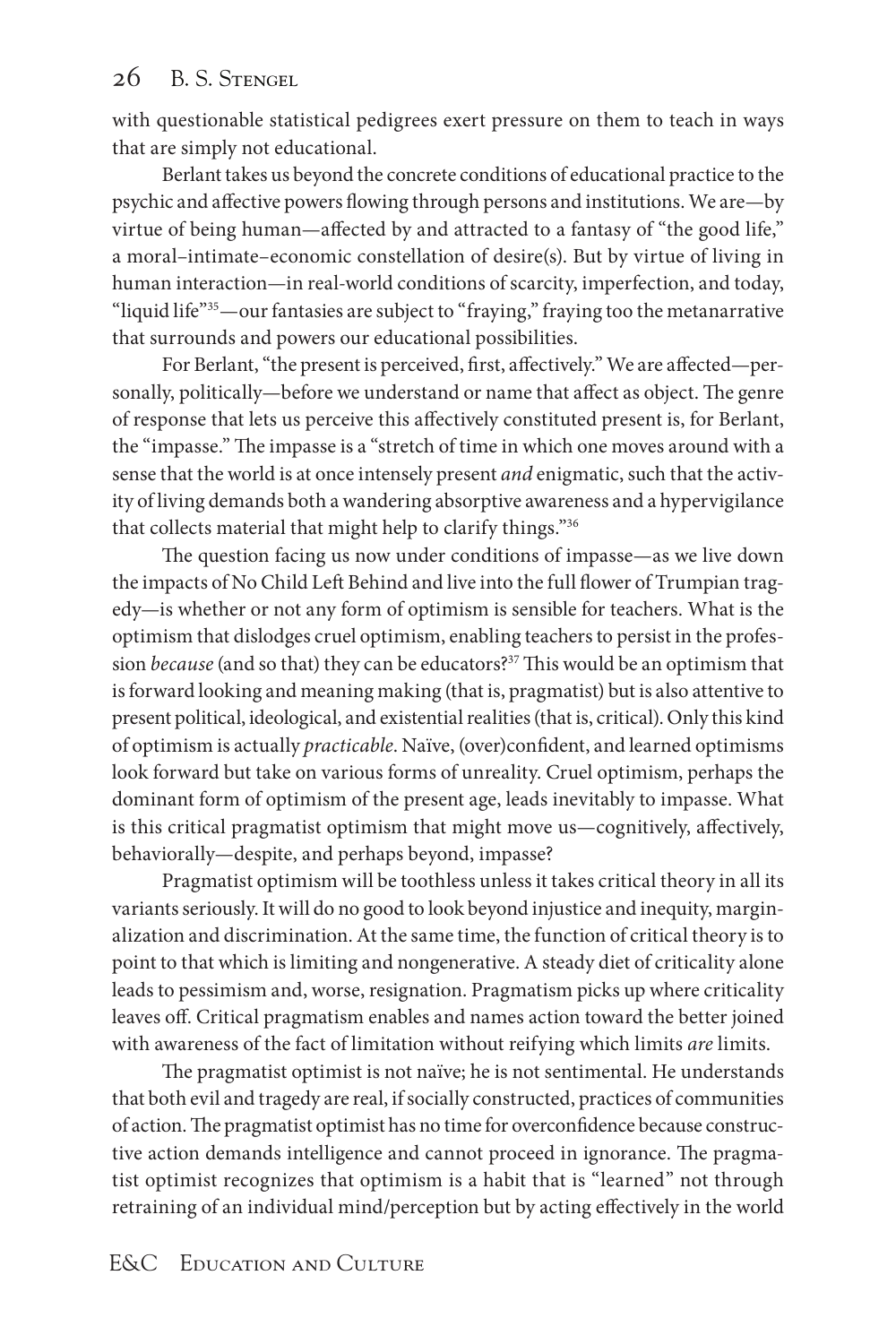with questionable statistical pedigrees exert pressure on them to teach in ways that are simply not educational.

Berlant takes us beyond the concrete conditions of educational practice to the psychic and affective powers flowing through persons and institutions. We are—by virtue of being human—affected by and attracted to a fantasy of "the good life," a moral–intimate–economic constellation of desire(s). But by virtue of living in human interaction—in real-world conditions of scarcity, imperfection, and today, "liquid life"[35]—our fantasies are subject to "fraying," fraying too the metanarrative that surrounds and powers our educational possibilities.

For Berlant, "the present is perceived, first, affectively." We are affected—personally, politically—before we understand or name that affect as object. The genre of response that lets us perceive this affectively constituted present is, for Berlant, the "impasse." The impasse is a "stretch of time in which one moves around with a sense that the world is at once intensely present *and* enigmatic, such that the activity of living demands both a wandering absorptive awareness and a hypervigilance that collects material that might help to clarify things."[36]

The question facing us now under conditions of impasse—as we live down the impacts of No Child Left Behind and live into the full flower of Trumpian tragedy—is whether or not any form of optimism is sensible for teachers. What is the optimism that dislodges cruel optimism, enabling teachers to persist in the profession *because* (and so that) they can be educators?[37] This would be an optimism that is forward looking and meaning making (that is, pragmatist) but is also attentive to present political, ideological, and existential realities (that is, critical). Only this kind of optimism is actually *practicable*. Naïve, (over)confident, and learned optimisms look forward but take on various forms of unreality. Cruel optimism, perhaps the dominant form of optimism of the present age, leads inevitably to impasse. What is this critical pragmatist optimism that might move us—cognitively, affectively, behaviorally—despite, and perhaps beyond, impasse?

Pragmatist optimism will be toothless unless it takes critical theory in all its variants seriously. It will do no good to look beyond injustice and inequity, marginalization and discrimination. At the same time, the function of critical theory is to point to that which is limiting and nongenerative. A steady diet of criticality alone leads to pessimism and, worse, resignation. Pragmatism picks up where criticality leaves off. Critical pragmatism enables and names action toward the better joined with awareness of the fact of limitation without reifying which limits *are* limits.

The pragmatist optimist is not naïve; he is not sentimental. He understands that both evil and tragedy are real, if socially constructed, practices of communities of action. The pragmatist optimist has no time for overconfidence because constructive action demands intelligence and cannot proceed in ignorance. The pragmatist optimist recognizes that optimism is a habit that is "learned" not through retraining of an individual mind/perception but by acting effectively in the world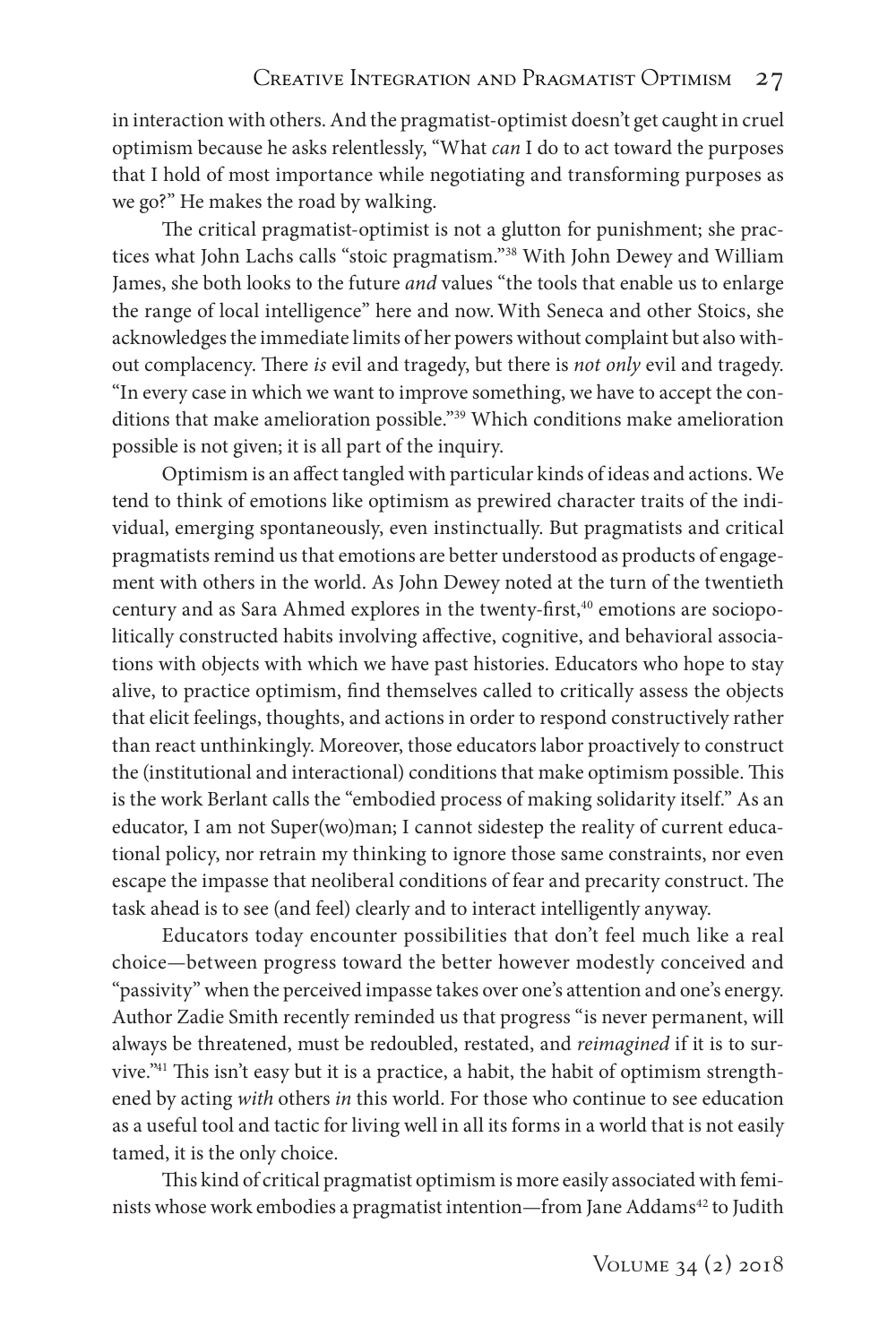in interaction with others. And the pragmatist-optimist doesn't get caught in cruel optimism because he asks relentlessly, "What *can* I do to act toward the purposes that I hold of most importance while negotiating and transforming purposes as we go?" He makes the road by walking.

The critical pragmatist-optimist is not a glutton for punishment; she practices what John Lachs calls "stoic pragmatism."[38] With John Dewey and William James, she both looks to the future *and* values "the tools that enable us to enlarge the range of local intelligence" here and now. With Seneca and other Stoics, she acknowledges the immediate limits of her powers without complaint but also without complacency. There *is* evil and tragedy, but there is *not only* evil and tragedy. "In every case in which we want to improve something, we have to accept the conditions that make amelioration possible."[39] Which conditions make amelioration possible is not given; it is all part of the inquiry.

Optimism is an affect tangled with particular kinds of ideas and actions. We tend to think of emotions like optimism as prewired character traits of the individual, emerging spontaneously, even instinctually. But pragmatists and critical pragmatists remind us that emotions are better understood as products of engagement with others in the world. As John Dewey noted at the turn of the twentieth century and as Sara Ahmed explores in the twenty-first,[40] emotions are sociopolitically constructed habits involving affective, cognitive, and behavioral associations with objects with which we have past histories. Educators who hope to stay alive, to practice optimism, find themselves called to critically assess the objects that elicit feelings, thoughts, and actions in order to respond constructively rather than react unthinkingly. Moreover, those educators labor proactively to construct the (institutional and interactional) conditions that make optimism possible. This is the work Berlant calls the "embodied process of making solidarity itself." As an educator, I am not Super(wo)man; I cannot sidestep the reality of current educational policy, nor retrain my thinking to ignore those same constraints, nor even escape the impasse that neoliberal conditions of fear and precarity construct. The task ahead is to see (and feel) clearly and to interact intelligently anyway.

Educators today encounter possibilities that don't feel much like a real choice—between progress toward the better however modestly conceived and "passivity" when the perceived impasse takes over one's attention and one's energy. Author Zadie Smith recently reminded us that progress "is never permanent, will always be threatened, must be redoubled, restated, and *reimagined* if it is to survive."[41] This isn't easy but it is a practice, a habit, the habit of optimism strengthened by acting *with* others *in* this world. For those who continue to see education as a useful tool and tactic for living well in all its forms in a world that is not easily tamed, it is the only choice.

This kind of critical pragmatist optimism is more easily associated with feminists whose work embodies a pragmatist intention—from Jane Addams[42] to Judith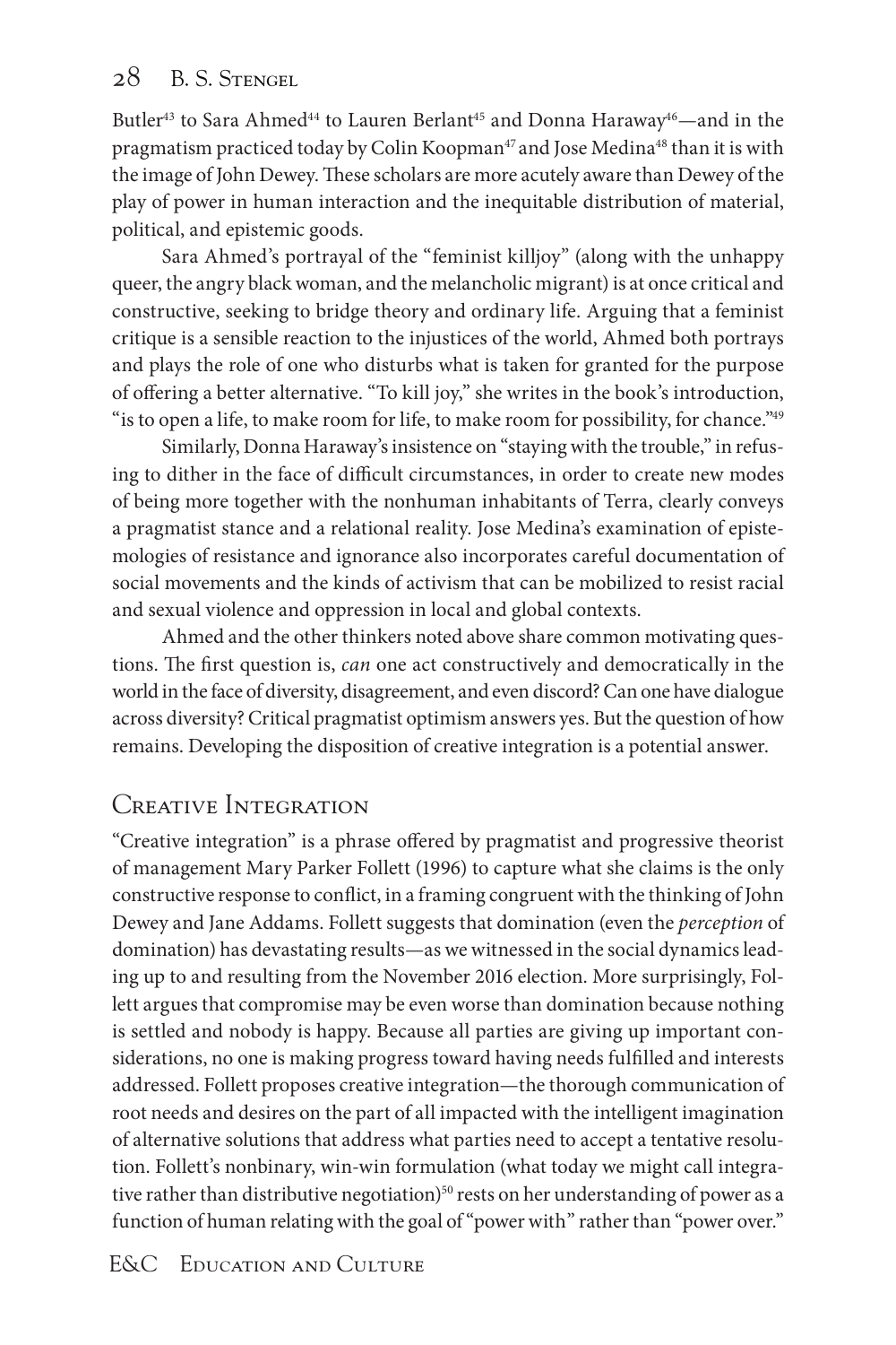Butler[43] to Sara Ahmed[44] to Lauren Berlant[45] and Donna Haraway[46]—and in the pragmatism practiced today by Colin Koopman[47] and Jose Medina[48] than it is with the image of John Dewey. These scholars are more acutely aware than Dewey of the play of power in human interaction and the inequitable distribution of material, political, and epistemic goods.

Sara Ahmed's portrayal of the "feminist killjoy" (along with the unhappy queer, the angry black woman, and the melancholic migrant) is at once critical and constructive, seeking to bridge theory and ordinary life. Arguing that a feminist critique is a sensible reaction to the injustices of the world, Ahmed both portrays and plays the role of one who disturbs what is taken for granted for the purpose of offering a better alternative. "To kill joy," she writes in the book's introduction, "is to open a life, to make room for life, to make room for possibility, for chance."[49]

Similarly, Donna Haraway's insistence on "staying with the trouble," in refusing to dither in the face of difficult circumstances, in order to create new modes of being more together with the nonhuman inhabitants of Terra, clearly conveys a pragmatist stance and a relational reality. Jose Medina's examination of epistemologies of resistance and ignorance also incorporates careful documentation of social movements and the kinds of activism that can be mobilized to resist racial and sexual violence and oppression in local and global contexts.

Ahmed and the other thinkers noted above share common motivating questions. The first question is, *can* one act constructively and democratically in the world in the face of diversity, disagreement, and even discord? Can one have dialogue across diversity? Critical pragmatist optimism answers yes. But the question of how remains. Developing the disposition of creative integration is a potential answer.

## Creative Integration

"Creative integration" is a phrase offered by pragmatist and progressive theorist of management Mary Parker Follett (1996) to capture what she claims is the only constructive response to conflict, in a framing congruent with the thinking of John Dewey and Jane Addams. Follett suggests that domination (even the *perception* of domination) has devastating results—as we witnessed in the social dynamics leading up to and resulting from the November 2016 election. More surprisingly, Follett argues that compromise may be even worse than domination because nothing is settled and nobody is happy. Because all parties are giving up important considerations, no one is making progress toward having needs fulfilled and interests addressed. Follett proposes creative integration—the thorough communication of root needs and desires on the part of all impacted with the intelligent imagination of alternative solutions that address what parties need to accept a tentative resolution. Follett's nonbinary, win-win formulation (what today we might call integrative rather than distributive negotiation)[50] rests on her understanding of power as a function of human relating with the goal of "power with" rather than "power over."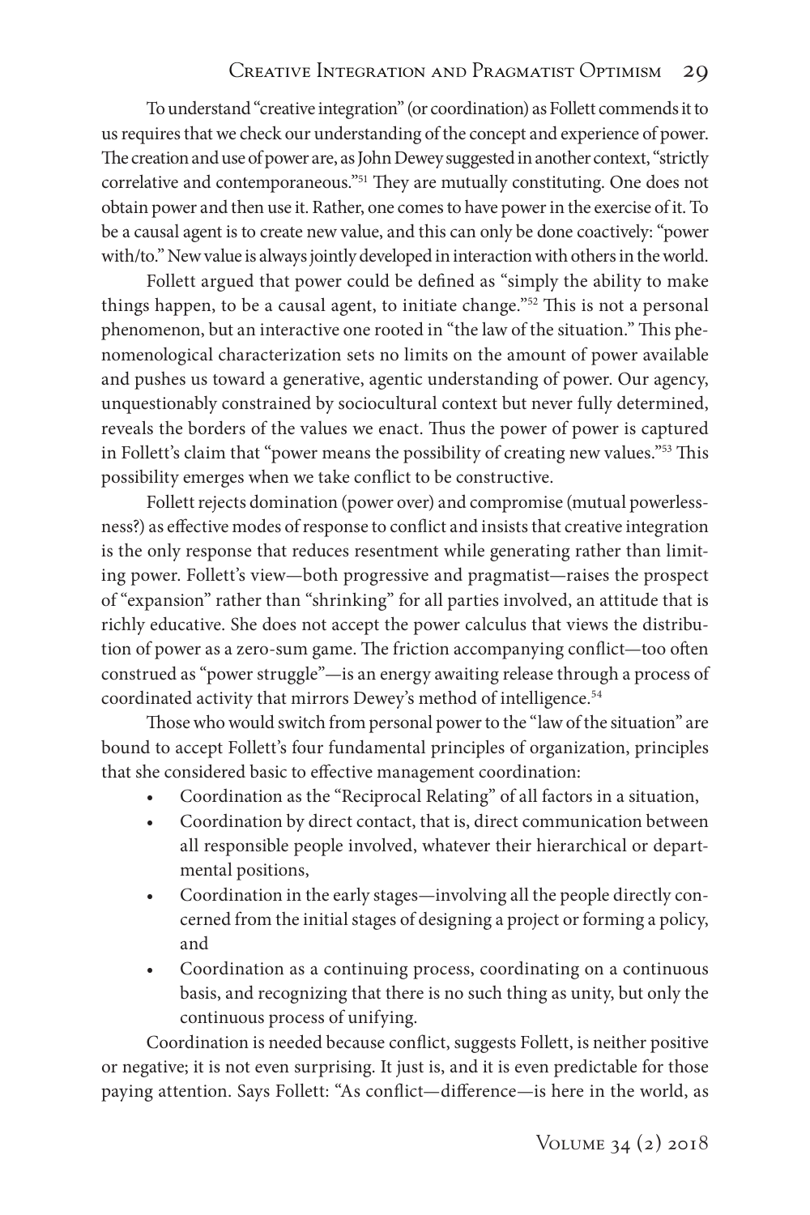To understand "creative integration" (or coordination) as Follett commends it to us requires that we check our understanding of the concept and experience of power. The creation and use of power are, as John Dewey suggested in another context, "strictly correlative and contemporaneous."[51] They are mutually constituting. One does not obtain power and then use it. Rather, one comes to have power in the exercise of it. To be a causal agent is to create new value, and this can only be done coactively: "power with/to." New value is always jointly developed in interaction with others in the world.

Follett argued that power could be defined as "simply the ability to make things happen, to be a causal agent, to initiate change."[52] This is not a personal phenomenon, but an interactive one rooted in "the law of the situation." This phenomenological characterization sets no limits on the amount of power available and pushes us toward a generative, agentic understanding of power. Our agency, unquestionably constrained by sociocultural context but never fully determined, reveals the borders of the values we enact. Thus the power of power is captured in Follett's claim that "power means the possibility of creating new values."[53] This possibility emerges when we take conflict to be constructive.

Follett rejects domination (power over) and compromise (mutual powerlessness?) as effective modes of response to conflict and insists that creative integration is the only response that reduces resentment while generating rather than limiting power. Follett's view—both progressive and pragmatist—raises the prospect of "expansion" rather than "shrinking" for all parties involved, an attitude that is richly educative. She does not accept the power calculus that views the distribution of power as a zero-sum game. The friction accompanying conflict—too often construed as "power struggle"—is an energy awaiting release through a process of coordinated activity that mirrors Dewey's method of intelligence.[54]

Those who would switch from personal power to the "law of the situation" are bound to accept Follett's four fundamental principles of organization, principles that she considered basic to effective management coordination:

- Coordination as the "Reciprocal Relating" of all factors in a situation,
- Coordination by direct contact, that is, direct communication between all responsible people involved, whatever their hierarchical or departmental positions,
- Coordination in the early stages—involving all the people directly concerned from the initial stages of designing a project or forming a policy, and
- Coordination as a continuing process, coordinating on a continuous basis, and recognizing that there is no such thing as unity, but only the continuous process of unifying.

Coordination is needed because conflict, suggests Follett, is neither positive or negative; it is not even surprising. It just is, and it is even predictable for those paying attention. Says Follett: "As conflict—difference—is here in the world, as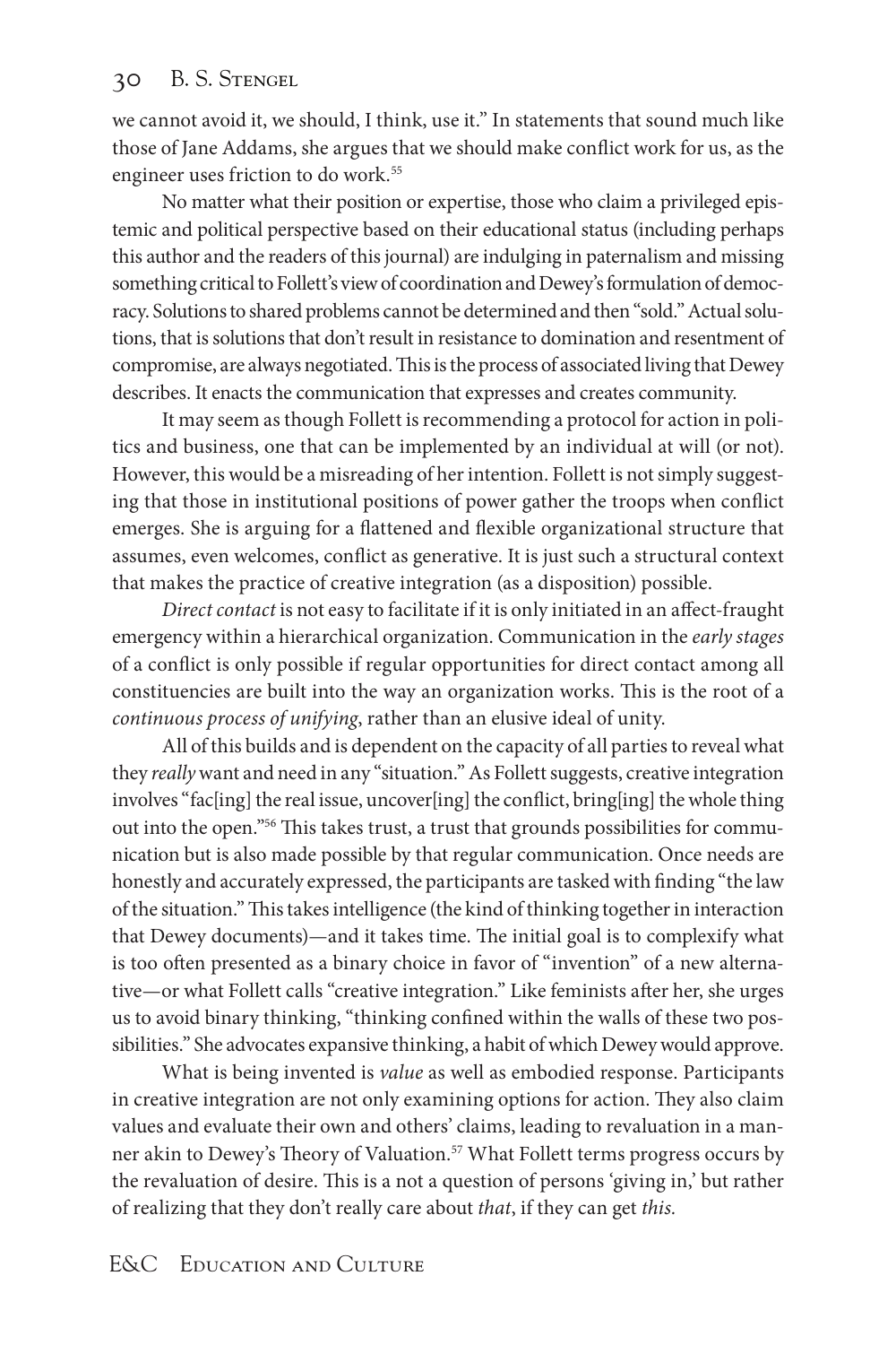we cannot avoid it, we should, I think, use it." In statements that sound much like those of Jane Addams, she argues that we should make conflict work for us, as the engineer uses friction to do work.[55]

No matter what their position or expertise, those who claim a privileged epistemic and political perspective based on their educational status (including perhaps this author and the readers of this journal) are indulging in paternalism and missing something critical to Follett's view of coordination and Dewey's formulation of democracy. Solutions to shared problems cannot be determined and then "sold." Actual solutions, that is solutions that don't result in resistance to domination and resentment of compromise, are always negotiated. This is the process of associated living that Dewey describes. It enacts the communication that expresses and creates community.

It may seem as though Follett is recommending a protocol for action in politics and business, one that can be implemented by an individual at will (or not). However, this would be a misreading of her intention. Follett is not simply suggesting that those in institutional positions of power gather the troops when conflict emerges. She is arguing for a flattened and flexible organizational structure that assumes, even welcomes, conflict as generative. It is just such a structural context that makes the practice of creative integration (as a disposition) possible.

*Direct contact* is not easy to facilitate if it is only initiated in an affect-fraught emergency within a hierarchical organization. Communication in the *early stages* of a conflict is only possible if regular opportunities for direct contact among all constituencies are built into the way an organization works. This is the root of a *continuous process of unifying*, rather than an elusive ideal of unity.

All of this builds and is dependent on the capacity of all parties to reveal what they *really* want and need in any "situation." As Follett suggests, creative integration involves "fac[ing] the real issue, uncover[ing] the conflict, bring[ing] the whole thing out into the open."[56] This takes trust, a trust that grounds possibilities for communication but is also made possible by that regular communication. Once needs are honestly and accurately expressed, the participants are tasked with finding "the law of the situation." This takes intelligence (the kind of thinking together in interaction that Dewey documents)—and it takes time. The initial goal is to complexify what is too often presented as a binary choice in favor of "invention" of a new alternative—or what Follett calls "creative integration." Like feminists after her, she urges us to avoid binary thinking, "thinking confined within the walls of these two possibilities." She advocates expansive thinking, a habit of which Dewey would approve.

What is being invented is *value* as well as embodied response. Participants in creative integration are not only examining options for action. They also claim values and evaluate their own and others' claims, leading to revaluation in a manner akin to Dewey's Theory of Valuation.[57] What Follett terms progress occurs by the revaluation of desire. This is a not a question of persons 'giving in,' but rather of realizing that they don't really care about *that*, if they can get *this.*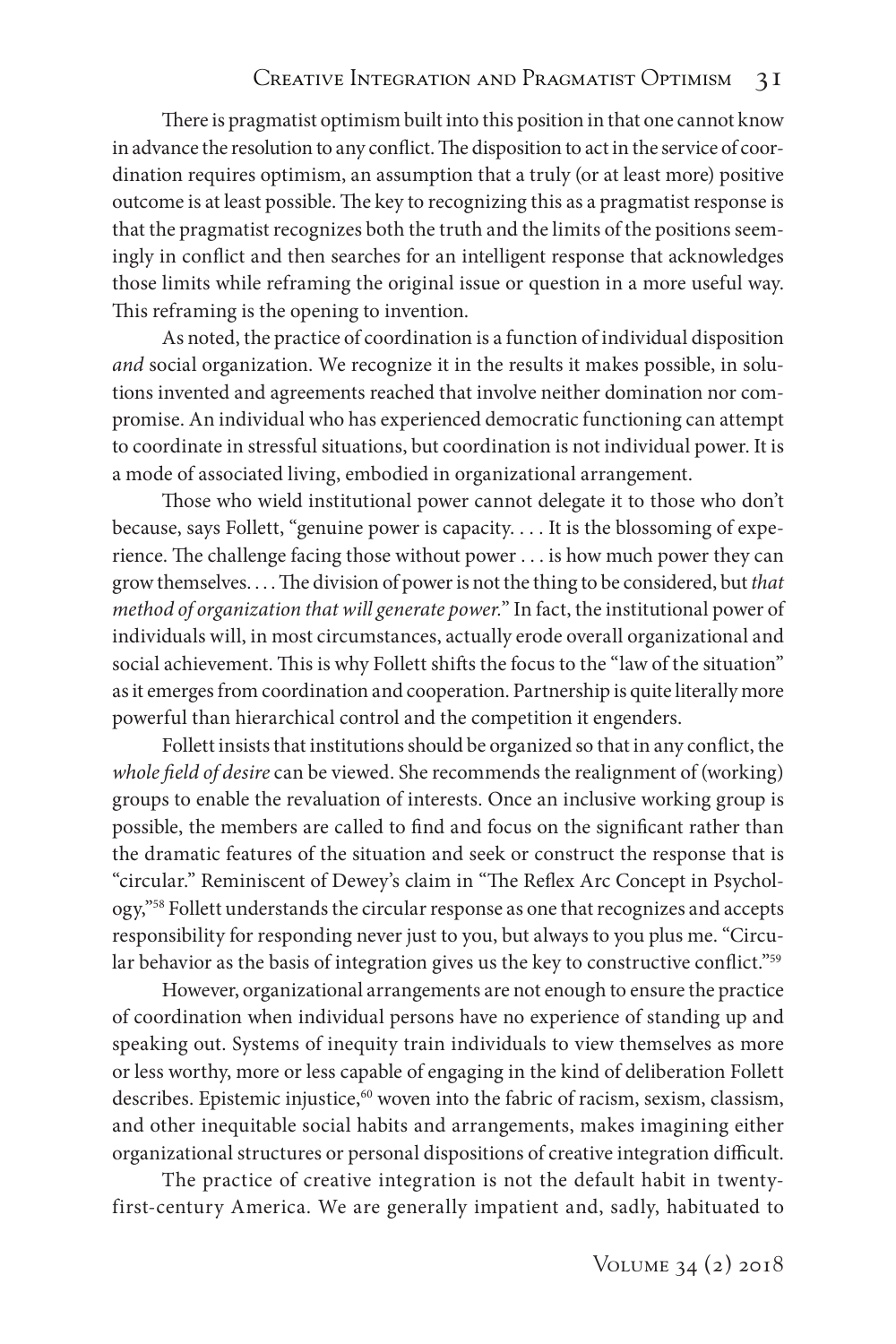There is pragmatist optimism built into this position in that one cannot know in advance the resolution to any conflict. The disposition to act in the service of coordination requires optimism, an assumption that a truly (or at least more) positive outcome is at least possible. The key to recognizing this as a pragmatist response is that the pragmatist recognizes both the truth and the limits of the positions seemingly in conflict and then searches for an intelligent response that acknowledges those limits while reframing the original issue or question in a more useful way. This reframing is the opening to invention.

As noted, the practice of coordination is a function of individual disposition *and* social organization. We recognize it in the results it makes possible, in solutions invented and agreements reached that involve neither domination nor compromise. An individual who has experienced democratic functioning can attempt to coordinate in stressful situations, but coordination is not individual power. It is a mode of associated living, embodied in organizational arrangement.

Those who wield institutional power cannot delegate it to those who don't because, says Follett, "genuine power is capacity. . . . It is the blossoming of experience. The challenge facing those without power . . . is how much power they can grow themselves. . . . The division of power is not the thing to be considered, but *that method of organization that will generate power.*" In fact, the institutional power of individuals will, in most circumstances, actually erode overall organizational and social achievement. This is why Follett shifts the focus to the "law of the situation" as it emerges from coordination and cooperation. Partnership is quite literally more powerful than hierarchical control and the competition it engenders.

Follett insists that institutions should be organized so that in any conflict, the *whole field of desire* can be viewed. She recommends the realignment of (working) groups to enable the revaluation of interests. Once an inclusive working group is possible, the members are called to find and focus on the significant rather than the dramatic features of the situation and seek or construct the response that is "circular." Reminiscent of Dewey's claim in "The Reflex Arc Concept in Psychology,"[58] Follett understands the circular response as one that recognizes and accepts responsibility for responding never just to you, but always to you plus me. "Circular behavior as the basis of integration gives us the key to constructive conflict."[59]

However, organizational arrangements are not enough to ensure the practice of coordination when individual persons have no experience of standing up and speaking out. Systems of inequity train individuals to view themselves as more or less worthy, more or less capable of engaging in the kind of deliberation Follett describes. Epistemic injustice,[60] woven into the fabric of racism, sexism, classism, and other inequitable social habits and arrangements, makes imagining either organizational structures or personal dispositions of creative integration difficult.

The practice of creative integration is not the default habit in twenty-first-century America. We are generally impatient and, sadly, habituated to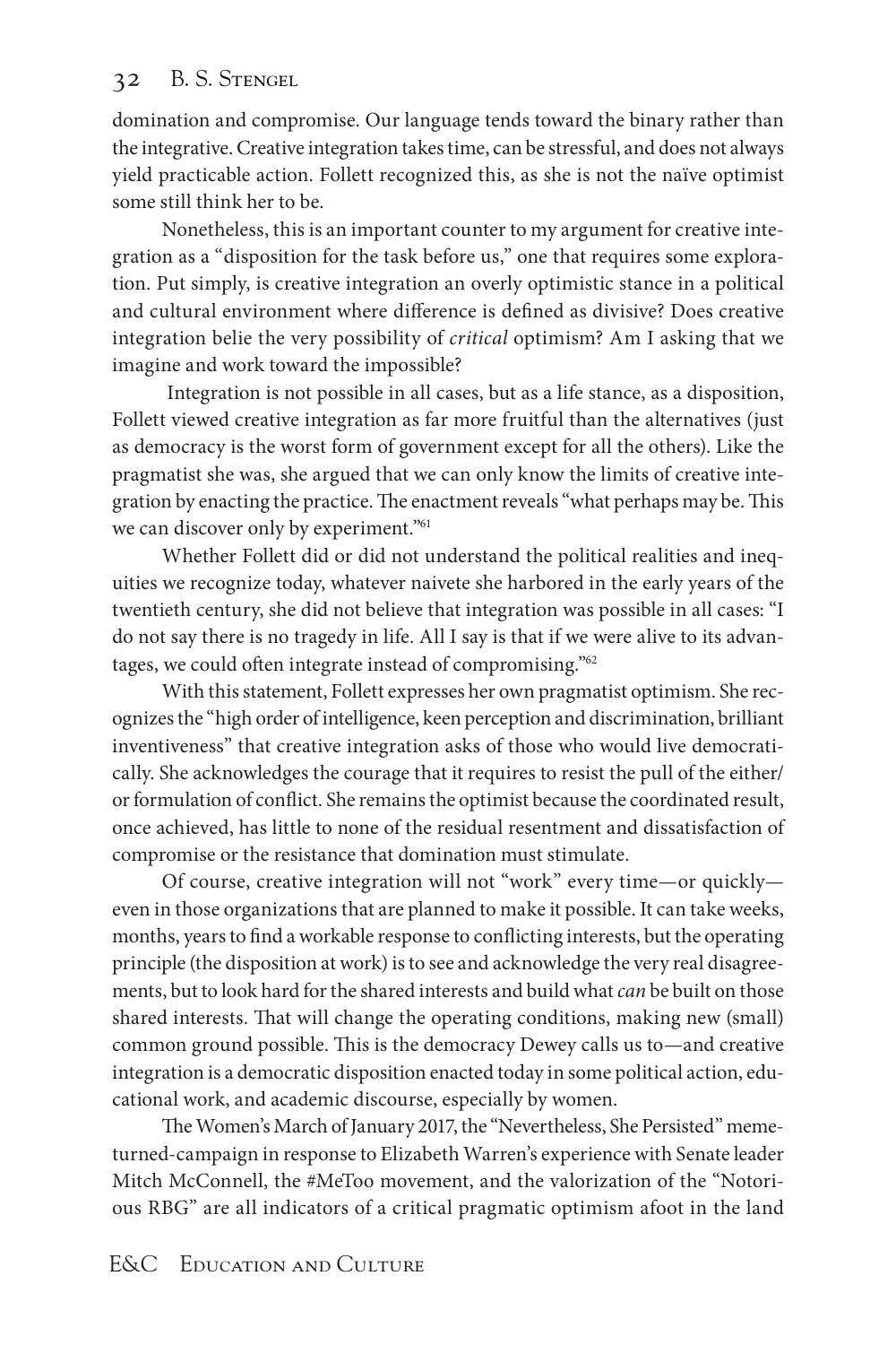domination and compromise. Our language tends toward the binary rather than the integrative. Creative integration takes time, can be stressful, and does not always yield practicable action. Follett recognized this, as she is not the naïve optimist some still think her to be.

Nonetheless, this is an important counter to my argument for creative integration as a "disposition for the task before us," one that requires some exploration. Put simply, is creative integration an overly optimistic stance in a political and cultural environment where difference is defined as divisive? Does creative integration belie the very possibility of *critical* optimism? Am I asking that we imagine and work toward the impossible?

Integration is not possible in all cases, but as a life stance, as a disposition, Follett viewed creative integration as far more fruitful than the alternatives (just as democracy is the worst form of government except for all the others). Like the pragmatist she was, she argued that we can only know the limits of creative integration by enacting the practice. The enactment reveals "what perhaps may be. This we can discover only by experiment."[61]

Whether Follett did or did not understand the political realities and inequities we recognize today, whatever naivete she harbored in the early years of the twentieth century, she did not believe that integration was possible in all cases: "I do not say there is no tragedy in life. All I say is that if we were alive to its advantages, we could often integrate instead of compromising."[62]

With this statement, Follett expresses her own pragmatist optimism. She recognizes the "high order of intelligence, keen perception and discrimination, brilliant inventiveness" that creative integration asks of those who would live democratically. She acknowledges the courage that it requires to resist the pull of the either/or formulation of conflict. She remains the optimist because the coordinated result, once achieved, has little to none of the residual resentment and dissatisfaction of compromise or the resistance that domination must stimulate.

Of course, creative integration will not "work" every time—or quickly—even in those organizations that are planned to make it possible. It can take weeks, months, years to find a workable response to conflicting interests, but the operating principle (the disposition at work) is to see and acknowledge the very real disagreements, but to look hard for the shared interests and build what *can* be built on those shared interests. That will change the operating conditions, making new (small) common ground possible. This is the democracy Dewey calls us to—and creative integration is a democratic disposition enacted today in some political action, educational work, and academic discourse, especially by women.

The Women's March of January 2017, the "Nevertheless, She Persisted" meme-turned-campaign in response to Elizabeth Warren's experience with Senate leader Mitch McConnell, the #MeToo movement, and the valorization of the "Notorious RBG" are all indicators of a critical pragmatic optimism afoot in the land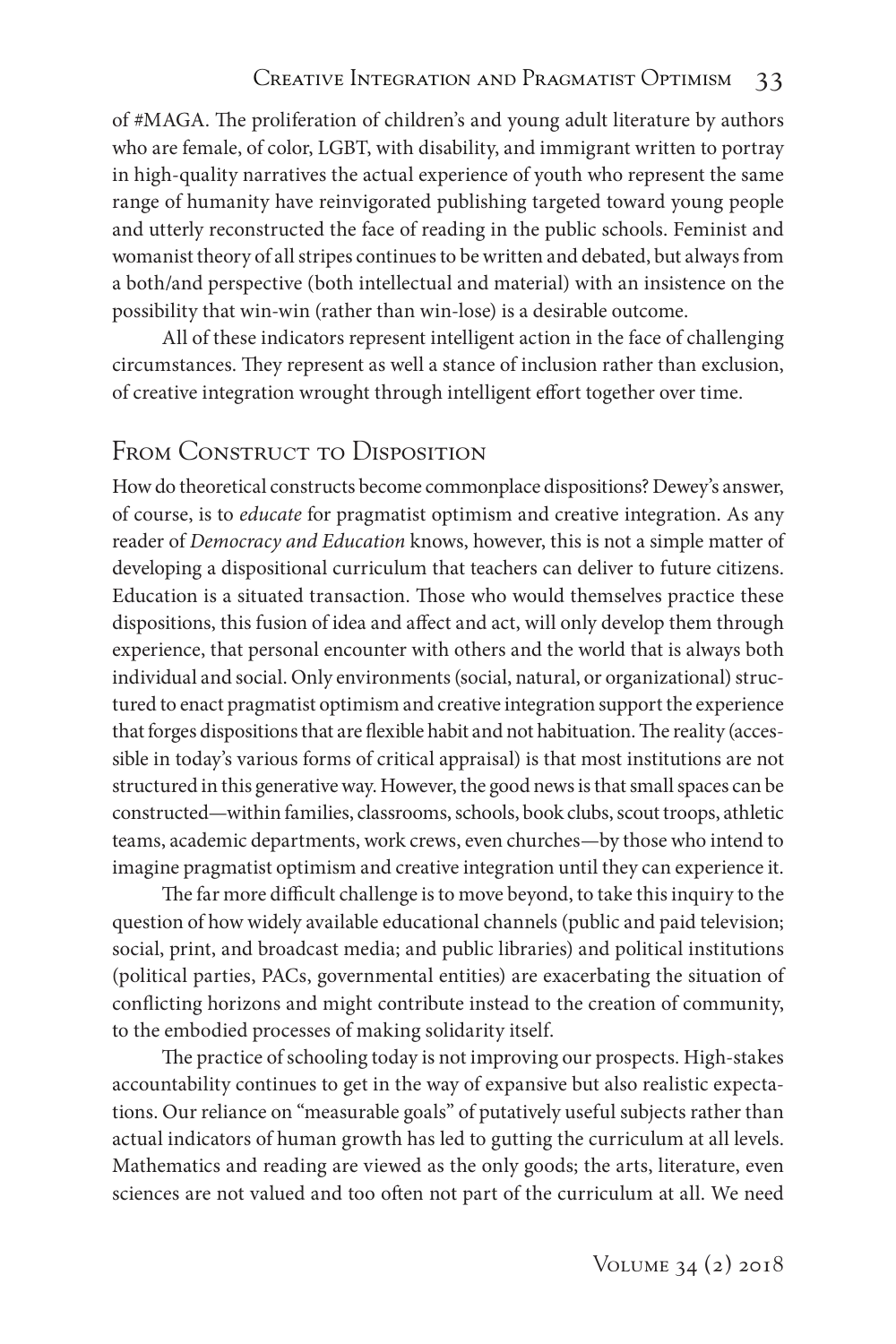of #MAGA. The proliferation of children's and young adult literature by authors who are female, of color, LGBT, with disability, and immigrant written to portray in high-quality narratives the actual experience of youth who represent the same range of humanity have reinvigorated publishing targeted toward young people and utterly reconstructed the face of reading in the public schools. Feminist and womanist theory of all stripes continues to be written and debated, but always from a both/and perspective (both intellectual and material) with an insistence on the possibility that win-win (rather than win-lose) is a desirable outcome.

All of these indicators represent intelligent action in the face of challenging circumstances. They represent as well a stance of inclusion rather than exclusion, of creative integration wrought through intelligent effort together over time.

## From Construct to Disposition

How do theoretical constructs become commonplace dispositions? Dewey's answer, of course, is to *educate* for pragmatist optimism and creative integration. As any reader of *Democracy and Education* knows, however, this is not a simple matter of developing a dispositional curriculum that teachers can deliver to future citizens. Education is a situated transaction. Those who would themselves practice these dispositions, this fusion of idea and affect and act, will only develop them through experience, that personal encounter with others and the world that is always both individual and social. Only environments (social, natural, or organizational) structured to enact pragmatist optimism and creative integration support the experience that forges dispositions that are flexible habit and not habituation. The reality (accessible in today's various forms of critical appraisal) is that most institutions are not structured in this generative way. However, the good news is that small spaces can be constructed—within families, classrooms, schools, book clubs, scout troops, athletic teams, academic departments, work crews, even churches—by those who intend to imagine pragmatist optimism and creative integration until they can experience it.

The far more difficult challenge is to move beyond, to take this inquiry to the question of how widely available educational channels (public and paid television; social, print, and broadcast media; and public libraries) and political institutions (political parties, PACs, governmental entities) are exacerbating the situation of conflicting horizons and might contribute instead to the creation of community, to the embodied processes of making solidarity itself.

The practice of schooling today is not improving our prospects. High-stakes accountability continues to get in the way of expansive but also realistic expectations. Our reliance on "measurable goals" of putatively useful subjects rather than actual indicators of human growth has led to gutting the curriculum at all levels. Mathematics and reading are viewed as the only goods; the arts, literature, even sciences are not valued and too often not part of the curriculum at all. We need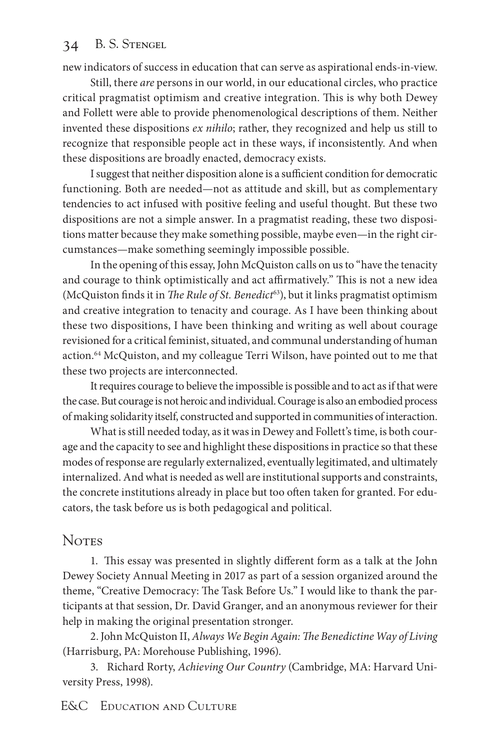new indicators of success in education that can serve as aspirational ends-in-view.

Still, there *are* persons in our world, in our educational circles, who practice critical pragmatist optimism and creative integration. This is why both Dewey and Follett were able to provide phenomenological descriptions of them. Neither invented these dispositions *ex nihilo*; rather, they recognized and help us still to recognize that responsible people act in these ways, if inconsistently. And when these dispositions are broadly enacted, democracy exists.

I suggest that neither disposition alone is a sufficient condition for democratic functioning. Both are needed—not as attitude and skill, but as complementary tendencies to act infused with positive feeling and useful thought. But these two dispositions are not a simple answer. In a pragmatist reading, these two dispositions matter because they make something possible, maybe even—in the right circumstances—make something seemingly impossible possible.

In the opening of this essay, John McQuiston calls on us to "have the tenacity and courage to think optimistically and act affirmatively." This is not a new idea (McQuiston finds it in *The Rule of St. Benedict*[63]), but it links pragmatist optimism and creative integration to tenacity and courage. As I have been thinking about these two dispositions, I have been thinking and writing as well about courage revisioned for a critical feminist, situated, and communal understanding of human action.[64] McQuiston, and my colleague Terri Wilson, have pointed out to me that these two projects are interconnected.

It requires courage to believe the impossible is possible and to act as if that were the case. But courage is not heroic and individual. Courage is also an embodied process of making solidarity itself, constructed and supported in communities of interaction.

What is still needed today, as it was in Dewey and Follett's time, is both courage and the capacity to see and highlight these dispositions in practice so that these modes of response are regularly externalized, eventually legitimated, and ultimately internalized. And what is needed as well are institutional supports and constraints, the concrete institutions already in place but too often taken for granted. For educators, the task before us is both pedagogical and political.

## Notes

1. This essay was presented in slightly different form as a talk at the John Dewey Society Annual Meeting in 2017 as part of a session organized around the theme, "Creative Democracy: The Task Before Us." I would like to thank the participants at that session, Dr. David Granger, and an anonymous reviewer for their help in making the original presentation stronger.

2. John McQuiston II, *Always We Begin Again: The Benedictine Way of Living* (Harrisburg, PA: Morehouse Publishing, 1996).

3. Richard Rorty, *Achieving Our Country* (Cambridge, MA: Harvard University Press, 1998).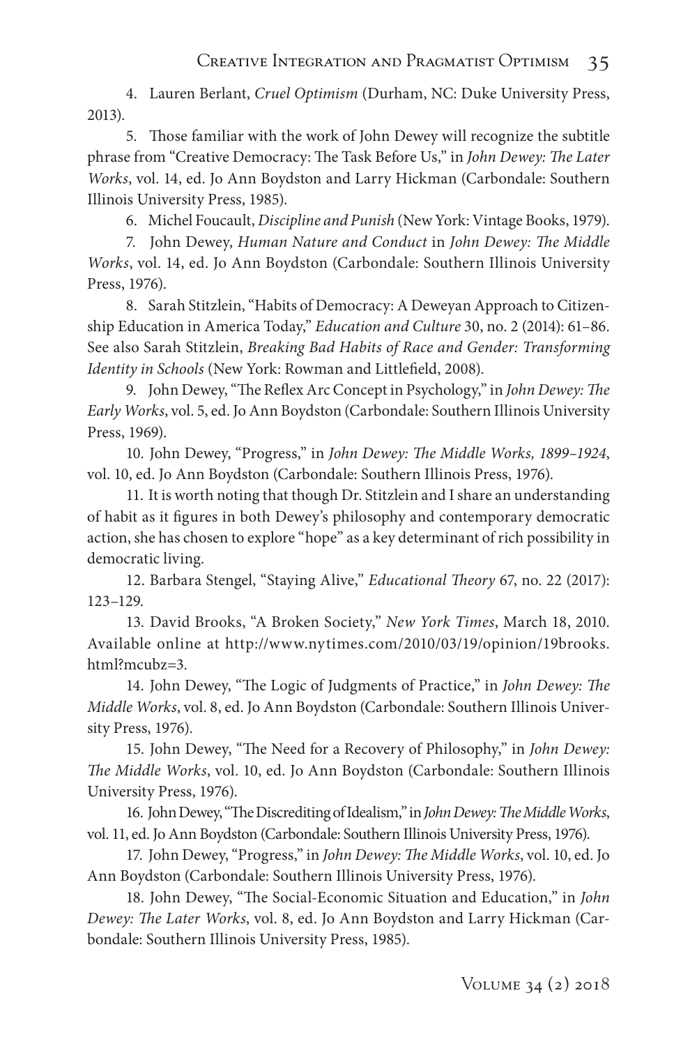4. Lauren Berlant, *Cruel Optimism* (Durham, NC: Duke University Press, 2013).

5. Those familiar with the work of John Dewey will recognize the subtitle phrase from "Creative Democracy: The Task Before Us," in *John Dewey: The Later Works*, vol. 14, ed. Jo Ann Boydston and Larry Hickman (Carbondale: Southern Illinois University Press, 1985).

6. Michel Foucault, *Discipline and Punish* (New York: Vintage Books, 1979).

7. John Dewey, *Human Nature and Conduct* in *John Dewey: The Middle Works*, vol. 14, ed. Jo Ann Boydston (Carbondale: Southern Illinois University Press, 1976).

8. Sarah Stitzlein, "Habits of Democracy: A Deweyan Approach to Citizenship Education in America Today," *Education and Culture* 30, no. 2 (2014): 61–86. See also Sarah Stitzlein, *Breaking Bad Habits of Race and Gender: Transforming Identity in Schools* (New York: Rowman and Littlefield, 2008).

9. John Dewey, "The Reflex Arc Concept in Psychology," in *John Dewey: The Early Works*, vol. 5, ed. Jo Ann Boydston (Carbondale: Southern Illinois University Press, 1969).

10. John Dewey, "Progress," in *John Dewey: The Middle Works, 1899–1924*, vol. 10, ed. Jo Ann Boydston (Carbondale: Southern Illinois Press, 1976).

11. It is worth noting that though Dr. Stitzlein and I share an understanding of habit as it figures in both Dewey's philosophy and contemporary democratic action, she has chosen to explore "hope" as a key determinant of rich possibility in democratic living.

12. Barbara Stengel, "Staying Alive," *Educational Theory* 67, no. 22 (2017): 123–129.

13. David Brooks, "A Broken Society," *New York Times*, March 18, 2010. Available online at http://www.nytimes.com/2010/03/19/opinion/19brooks.html?mcubz=3.

14. John Dewey, "The Logic of Judgments of Practice," in *John Dewey: The Middle Works*, vol. 8, ed. Jo Ann Boydston (Carbondale: Southern Illinois University Press, 1976).

15. John Dewey, "The Need for a Recovery of Philosophy," in *John Dewey: The Middle Works*, vol. 10, ed. Jo Ann Boydston (Carbondale: Southern Illinois University Press, 1976).

16. John Dewey, "The Discrediting of Idealism," in *John Dewey: The Middle Works*, vol. 11, ed. Jo Ann Boydston (Carbondale: Southern Illinois University Press, 1976).

17. John Dewey, "Progress," in *John Dewey: The Middle Works*, vol. 10, ed. Jo Ann Boydston (Carbondale: Southern Illinois University Press, 1976).

18. John Dewey, "The Social-Economic Situation and Education," in *John Dewey: The Later Works*, vol. 8, ed. Jo Ann Boydston and Larry Hickman (Carbondale: Southern Illinois University Press, 1985).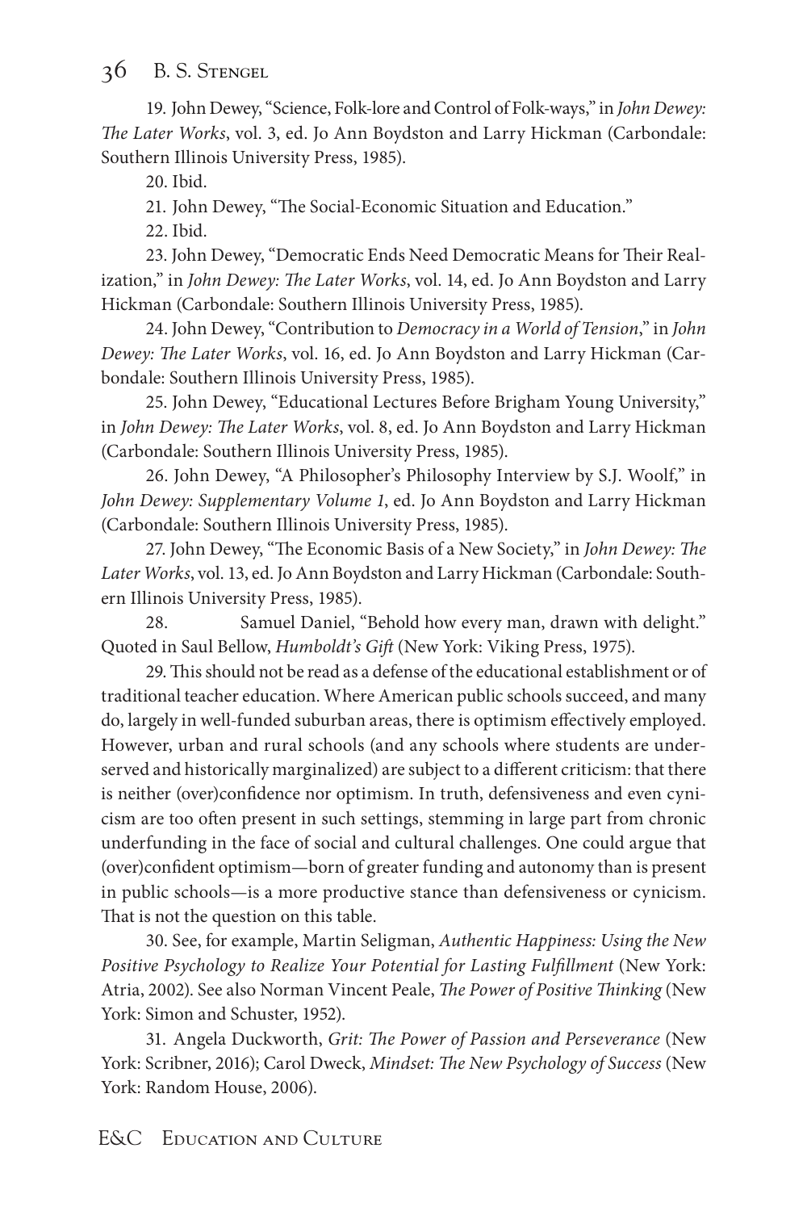19. John Dewey, "Science, Folk-lore and Control of Folk-ways," in *John Dewey: The Later Works*, vol. 3, ed. Jo Ann Boydston and Larry Hickman (Carbondale: Southern Illinois University Press, 1985).

20. Ibid.

21. John Dewey, "The Social-Economic Situation and Education."

22. Ibid.

23. John Dewey, "Democratic Ends Need Democratic Means for Their Realization," in *John Dewey: The Later Works*, vol. 14, ed. Jo Ann Boydston and Larry Hickman (Carbondale: Southern Illinois University Press, 1985).

24. John Dewey, "Contribution to *Democracy in a World of Tension*," in *John Dewey: The Later Works*, vol. 16, ed. Jo Ann Boydston and Larry Hickman (Carbondale: Southern Illinois University Press, 1985).

25. John Dewey, "Educational Lectures Before Brigham Young University," in *John Dewey: The Later Works*, vol. 8, ed. Jo Ann Boydston and Larry Hickman (Carbondale: Southern Illinois University Press, 1985).

26. John Dewey, "A Philosopher's Philosophy Interview by S.J. Woolf," in *John Dewey: Supplementary Volume 1*, ed. Jo Ann Boydston and Larry Hickman (Carbondale: Southern Illinois University Press, 1985).

27. John Dewey, "The Economic Basis of a New Society," in *John Dewey: The Later Works*, vol. 13, ed. Jo Ann Boydston and Larry Hickman (Carbondale: Southern Illinois University Press, 1985).

28. Samuel Daniel, "Behold how every man, drawn with delight." Quoted in Saul Bellow, *Humboldt's Gift* (New York: Viking Press, 1975).

29. This should not be read as a defense of the educational establishment or of traditional teacher education. Where American public schools succeed, and many do, largely in well-funded suburban areas, there is optimism effectively employed. However, urban and rural schools (and any schools where students are underserved and historically marginalized) are subject to a different criticism: that there is neither (over)confidence nor optimism. In truth, defensiveness and even cynicism are too often present in such settings, stemming in large part from chronic underfunding in the face of social and cultural challenges. One could argue that (over)confident optimism—born of greater funding and autonomy than is present in public schools—is a more productive stance than defensiveness or cynicism. That is not the question on this table.

30. See, for example, Martin Seligman, *Authentic Happiness: Using the New Positive Psychology to Realize Your Potential for Lasting Fulfillment* (New York: Atria, 2002). See also Norman Vincent Peale, *The Power of Positive Thinking* (New York: Simon and Schuster, 1952).

31. Angela Duckworth, *Grit: The Power of Passion and Perseverance* (New York: Scribner, 2016); Carol Dweck, *Mindset: The New Psychology of Success* (New York: Random House, 2006).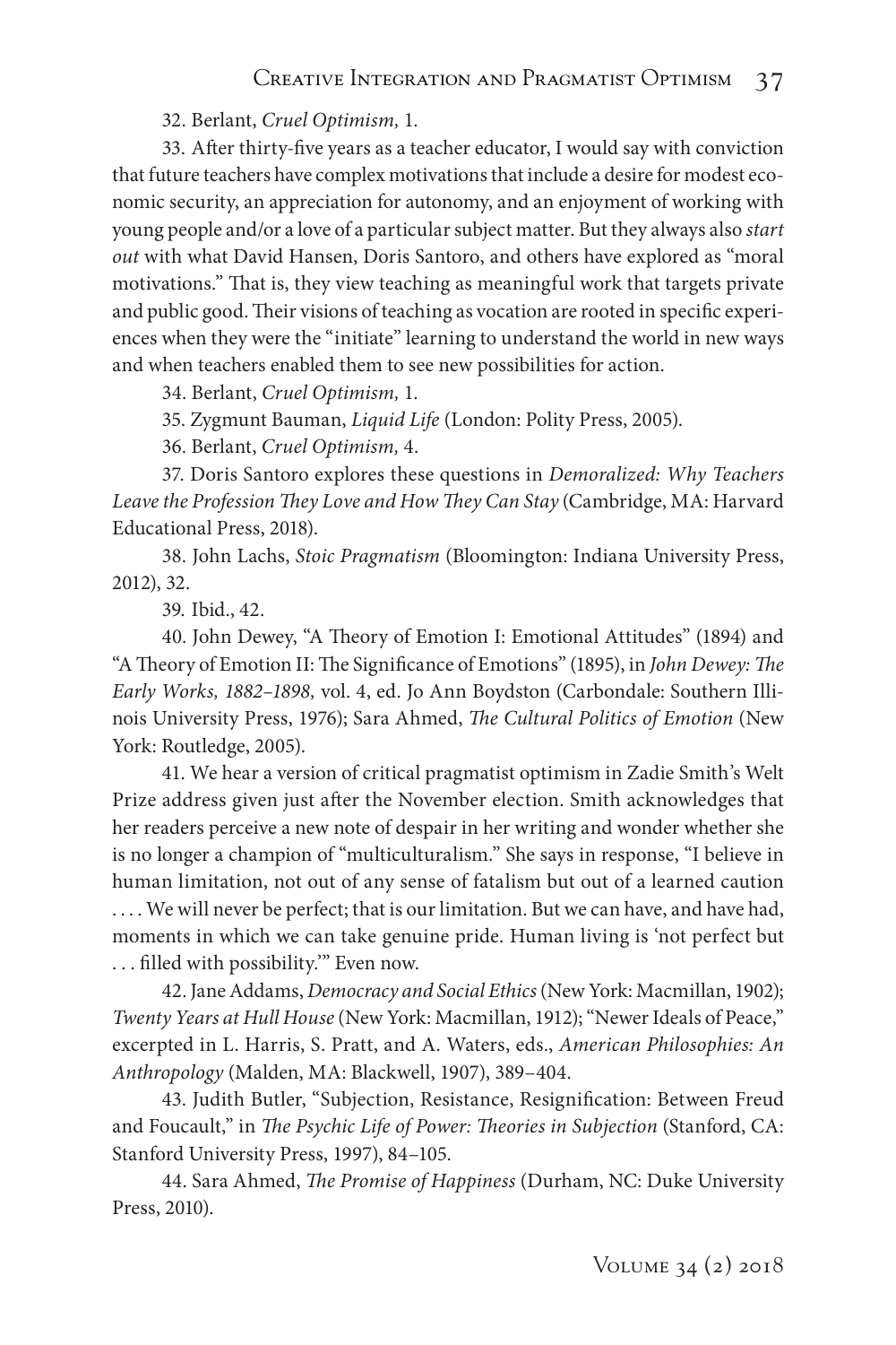32. Berlant, *Cruel Optimism,* 1.

33. After thirty-five years as a teacher educator, I would say with conviction that future teachers have complex motivations that include a desire for modest economic security, an appreciation for autonomy, and an enjoyment of working with young people and/or a love of a particular subject matter. But they always also *start out* with what David Hansen, Doris Santoro, and others have explored as "moral motivations." That is, they view teaching as meaningful work that targets private and public good. Their visions of teaching as vocation are rooted in specific experiences when they were the "initiate" learning to understand the world in new ways and when teachers enabled them to see new possibilities for action.

34. Berlant, *Cruel Optimism,* 1.

35. Zygmunt Bauman, *Liquid Life* (London: Polity Press, 2005).

36. Berlant, *Cruel Optimism,* 4.

37. Doris Santoro explores these questions in *Demoralized: Why Teachers Leave the Profession They Love and How They Can Stay* (Cambridge, MA: Harvard Educational Press, 2018).

38. John Lachs, *Stoic Pragmatism* (Bloomington: Indiana University Press, 2012), 32.

39. Ibid., 42.

40. John Dewey, "A Theory of Emotion I: Emotional Attitudes" (1894) and "A Theory of Emotion II: The Significance of Emotions" (1895), in *John Dewey: The Early Works, 1882–1898,* vol. 4, ed. Jo Ann Boydston (Carbondale: Southern Illinois University Press, 1976); Sara Ahmed, *The Cultural Politics of Emotion* (New York: Routledge, 2005).

41. We hear a version of critical pragmatist optimism in Zadie Smith's Welt Prize address given just after the November election. Smith acknowledges that her readers perceive a new note of despair in her writing and wonder whether she is no longer a champion of "multiculturalism." She says in response, "I believe in human limitation, not out of any sense of fatalism but out of a learned caution . . . . We will never be perfect; that is our limitation. But we can have, and have had, moments in which we can take genuine pride. Human living is 'not perfect but . . . filled with possibility.'" Even now.

42. Jane Addams, *Democracy and Social Ethics* (New York: Macmillan, 1902); *Twenty Years at Hull House* (New York: Macmillan, 1912); "Newer Ideals of Peace," excerpted in L. Harris, S. Pratt, and A. Waters, eds., *American Philosophies: An Anthropology* (Malden, MA: Blackwell, 1907), 389–404.

43. Judith Butler, "Subjection, Resistance, Resignification: Between Freud and Foucault," in *The Psychic Life of Power: Theories in Subjection* (Stanford, CA: Stanford University Press, 1997), 84–105.

44. Sara Ahmed, *The Promise of Happiness* (Durham, NC: Duke University Press, 2010).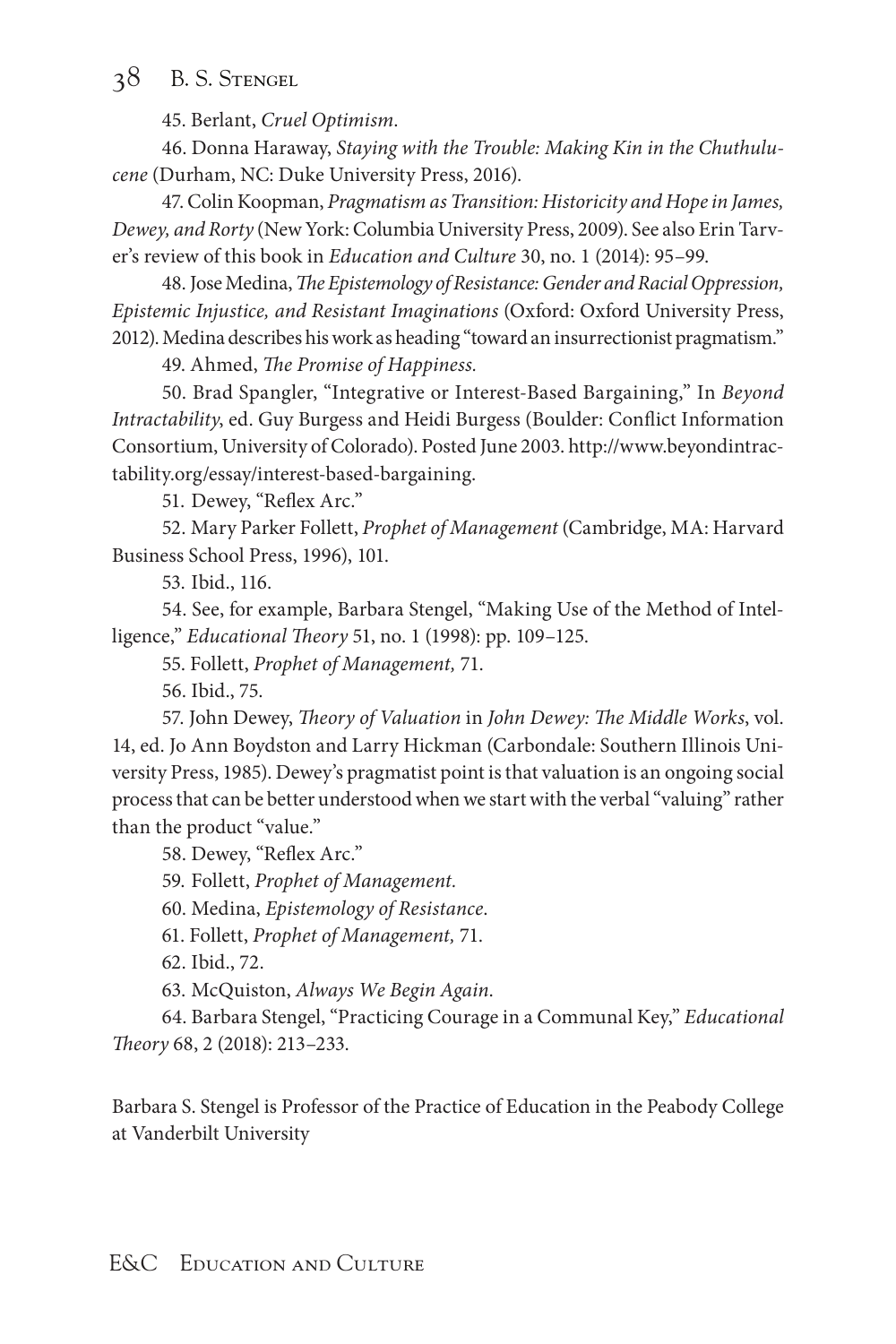45. Berlant, *Cruel Optimism*.

46. Donna Haraway, *Staying with the Trouble: Making Kin in the Chuthulucene* (Durham, NC: Duke University Press, 2016).

47. Colin Koopman, *Pragmatism as Transition: Historicity and Hope in James, Dewey, and Rorty* (New York: Columbia University Press, 2009). See also Erin Tarver's review of this book in *Education and Culture* 30, no. 1 (2014): 95–99.

48. Jose Medina, *The Epistemology of Resistance: Gender and Racial Oppression, Epistemic Injustice, and Resistant Imaginations* (Oxford: Oxford University Press, 2012). Medina describes his work as heading "toward an insurrectionist pragmatism."

49. Ahmed, *The Promise of Happiness.*

50. Brad Spangler, "Integrative or Interest-Based Bargaining," In *Beyond Intractability*, ed. Guy Burgess and Heidi Burgess (Boulder: Conflict Information Consortium, University of Colorado). Posted June 2003. http://www.beyondintractability.org/essay/interest-based-bargaining.

51. Dewey, "Reflex Arc."

52. Mary Parker Follett, *Prophet of Management* (Cambridge, MA: Harvard Business School Press, 1996), 101.

53. Ibid., 116.

54. See, for example, Barbara Stengel, "Making Use of the Method of Intelligence," *Educational Theory* 51, no. 1 (1998): pp. 109–125.

55. Follett, *Prophet of Management,* 71.

56. Ibid., 75.

57. John Dewey, *Theory of Valuation* in *John Dewey: The Middle Works*, vol. 14, ed. Jo Ann Boydston and Larry Hickman (Carbondale: Southern Illinois University Press, 1985). Dewey's pragmatist point is that valuation is an ongoing social process that can be better understood when we start with the verbal "valuing" rather than the product "value."

58. Dewey, "Reflex Arc."

59. Follett, *Prophet of Management.*

60. Medina, *Epistemology of Resistance.*

61. Follett, *Prophet of Management,* 71.

62. Ibid., 72.

63. McQuiston, *Always We Begin Again.*

64. Barbara Stengel, "Practicing Courage in a Communal Key," *Educational Theory* 68, 2 (2018): 213–233.

Barbara S. Stengel is Professor of the Practice of Education in the Peabody College at Vanderbilt University